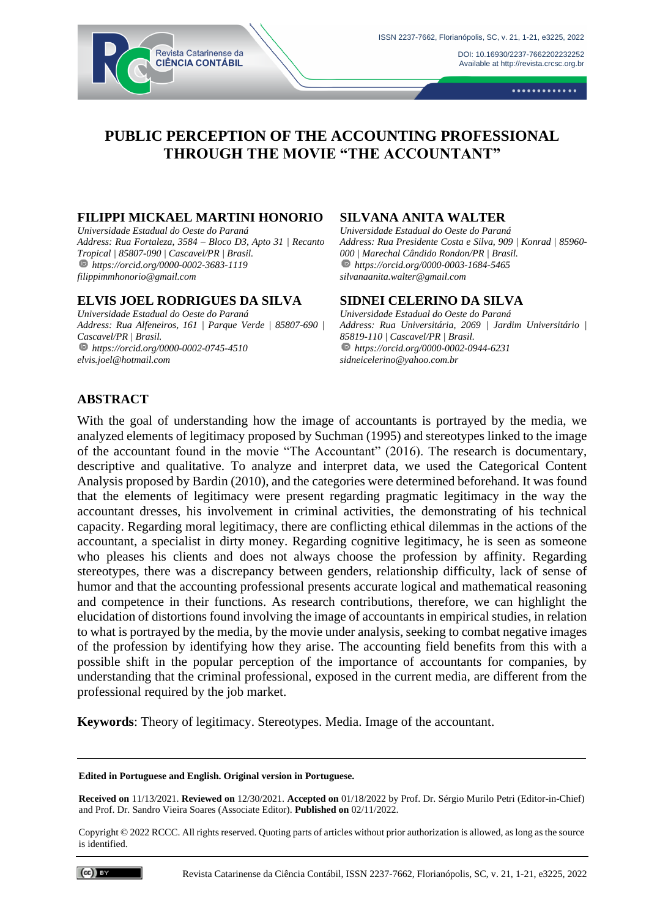# PUBLIC PERCEPTION OF THE ACCOUNTING PROFESSIONAL THROUGH THE MOVIE "THE ACCOUNTANT"

**FILIPPI MICKAEL MARTINI HONORIO**
*Universidade Estadual do Oeste do Paraná*
*Address: Rua Fortaleza, 3584 – Bloco D3, Apto 31 | Recanto Tropical | 85807-090 | Cascavel/PR | Brasil.*
*https://orcid.org/0000-0002-3683-1119*
*filippimmhonorio@gmail.com*

**SILVANA ANITA WALTER**
*Universidade Estadual do Oeste do Paraná*
*Address: Rua Presidente Costa e Silva, 909 | Konrad | 85960-000 | Marechal Cândido Rondon/PR | Brasil.*
*https://orcid.org/0000-0003-1684-5465*
*silvanaanita.walter@gmail.com*

**ELVIS JOEL RODRIGUES DA SILVA**
*Universidade Estadual do Oeste do Paraná*
*Address: Rua Alfeneiros, 161 | Parque Verde | 85807-690 | Cascavel/PR | Brasil.*
*https://orcid.org/0000-0002-0745-4510*
*elvis.joel@hotmail.com*

**SIDNEI CELERINO DA SILVA**
*Universidade Estadual do Oeste do Paraná*
*Address: Rua Universitária, 2069 | Jardim Universitário | 85819-110 | Cascavel/PR | Brasil.*
*https://orcid.org/0000-0002-0944-6231*
*sidneicelerino@yahoo.com.br*

## ABSTRACT

With the goal of understanding how the image of accountants is portrayed by the media, we analyzed elements of legitimacy proposed by Suchman (1995) and stereotypes linked to the image of the accountant found in the movie "The Accountant" (2016). The research is documentary, descriptive and qualitative. To analyze and interpret data, we used the Categorical Content Analysis proposed by Bardin (2010), and the categories were determined beforehand. It was found that the elements of legitimacy were present regarding pragmatic legitimacy in the way the accountant dresses, his involvement in criminal activities, the demonstrating of his technical capacity. Regarding moral legitimacy, there are conflicting ethical dilemmas in the actions of the accountant, a specialist in dirty money. Regarding cognitive legitimacy, he is seen as someone who pleases his clients and does not always choose the profession by affinity. Regarding stereotypes, there was a discrepancy between genders, relationship difficulty, lack of sense of humor and that the accounting professional presents accurate logical and mathematical reasoning and competence in their functions. As research contributions, therefore, we can highlight the elucidation of distortions found involving the image of accountants in empirical studies, in relation to what is portrayed by the media, by the movie under analysis, seeking to combat negative images of the profession by identifying how they arise. The accounting field benefits from this with a possible shift in the popular perception of the importance of accountants for companies, by understanding that the criminal professional, exposed in the current media, are different from the professional required by the job market.

**Keywords**: Theory of legitimacy. Stereotypes. Media. Image of the accountant.

---

**Edited in Portuguese and English. Original version in Portuguese.**

**Received on** 11/13/2021. **Reviewed on** 12/30/2021. **Accepted on** 01/18/2022 by Prof. Dr. Sérgio Murilo Petri (Editor-in-Chief) and Prof. Dr. Sandro Vieira Soares (Associate Editor). **Published on** 02/11/2022.

Copyright © 2022 RCCC. All rights reserved. Quoting parts of articles without prior authorization is allowed, as long as the source is identified.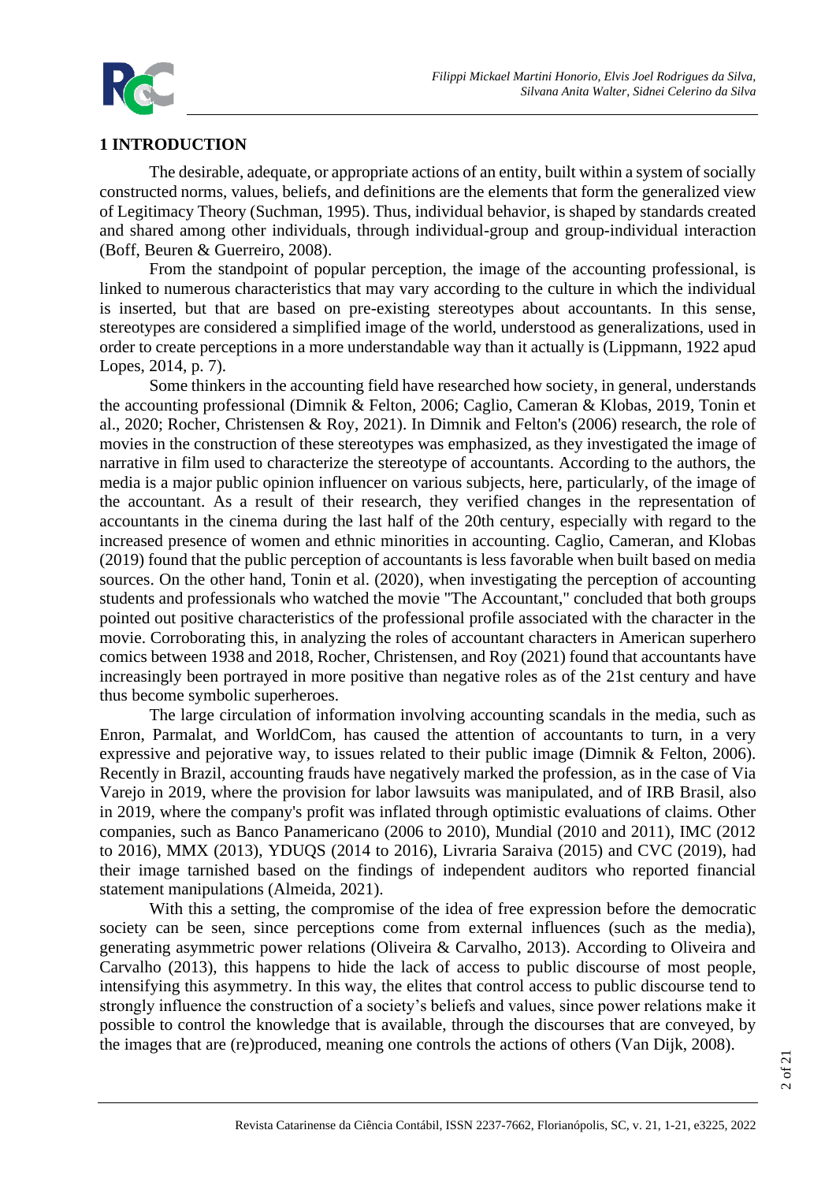## 1 INTRODUCTION

The desirable, adequate, or appropriate actions of an entity, built within a system of socially constructed norms, values, beliefs, and definitions are the elements that form the generalized view of Legitimacy Theory (Suchman, 1995). Thus, individual behavior, is shaped by standards created and shared among other individuals, through individual-group and group-individual interaction (Boff, Beuren & Guerreiro, 2008).

From the standpoint of popular perception, the image of the accounting professional, is linked to numerous characteristics that may vary according to the culture in which the individual is inserted, but that are based on pre-existing stereotypes about accountants. In this sense, stereotypes are considered a simplified image of the world, understood as generalizations, used in order to create perceptions in a more understandable way than it actually is (Lippmann, 1922 apud Lopes, 2014, p. 7).

Some thinkers in the accounting field have researched how society, in general, understands the accounting professional (Dimnik & Felton, 2006; Caglio, Cameran & Klobas, 2019, Tonin et al., 2020; Rocher, Christensen & Roy, 2021). In Dimnik and Felton's (2006) research, the role of movies in the construction of these stereotypes was emphasized, as they investigated the image of narrative in film used to characterize the stereotype of accountants. According to the authors, the media is a major public opinion influencer on various subjects, here, particularly, of the image of the accountant. As a result of their research, they verified changes in the representation of accountants in the cinema during the last half of the 20th century, especially with regard to the increased presence of women and ethnic minorities in accounting. Caglio, Cameran, and Klobas (2019) found that the public perception of accountants is less favorable when built based on media sources. On the other hand, Tonin et al. (2020), when investigating the perception of accounting students and professionals who watched the movie "The Accountant," concluded that both groups pointed out positive characteristics of the professional profile associated with the character in the movie. Corroborating this, in analyzing the roles of accountant characters in American superhero comics between 1938 and 2018, Rocher, Christensen, and Roy (2021) found that accountants have increasingly been portrayed in more positive than negative roles as of the 21st century and have thus become symbolic superheroes.

The large circulation of information involving accounting scandals in the media, such as Enron, Parmalat, and WorldCom, has caused the attention of accountants to turn, in a very expressive and pejorative way, to issues related to their public image (Dimnik & Felton, 2006). Recently in Brazil, accounting frauds have negatively marked the profession, as in the case of Via Varejo in 2019, where the provision for labor lawsuits was manipulated, and of IRB Brasil, also in 2019, where the company's profit was inflated through optimistic evaluations of claims. Other companies, such as Banco Panamericano (2006 to 2010), Mundial (2010 and 2011), IMC (2012 to 2016), MMX (2013), YDUQS (2014 to 2016), Livraria Saraiva (2015) and CVC (2019), had their image tarnished based on the findings of independent auditors who reported financial statement manipulations (Almeida, 2021).

With this a setting, the compromise of the idea of free expression before the democratic society can be seen, since perceptions come from external influences (such as the media), generating asymmetric power relations (Oliveira & Carvalho, 2013). According to Oliveira and Carvalho (2013), this happens to hide the lack of access to public discourse of most people, intensifying this asymmetry. In this way, the elites that control access to public discourse tend to strongly influence the construction of a society's beliefs and values, since power relations make it possible to control the knowledge that is available, through the discourses that are conveyed, by the images that are (re)produced, meaning one controls the actions of others (Van Dijk, 2008).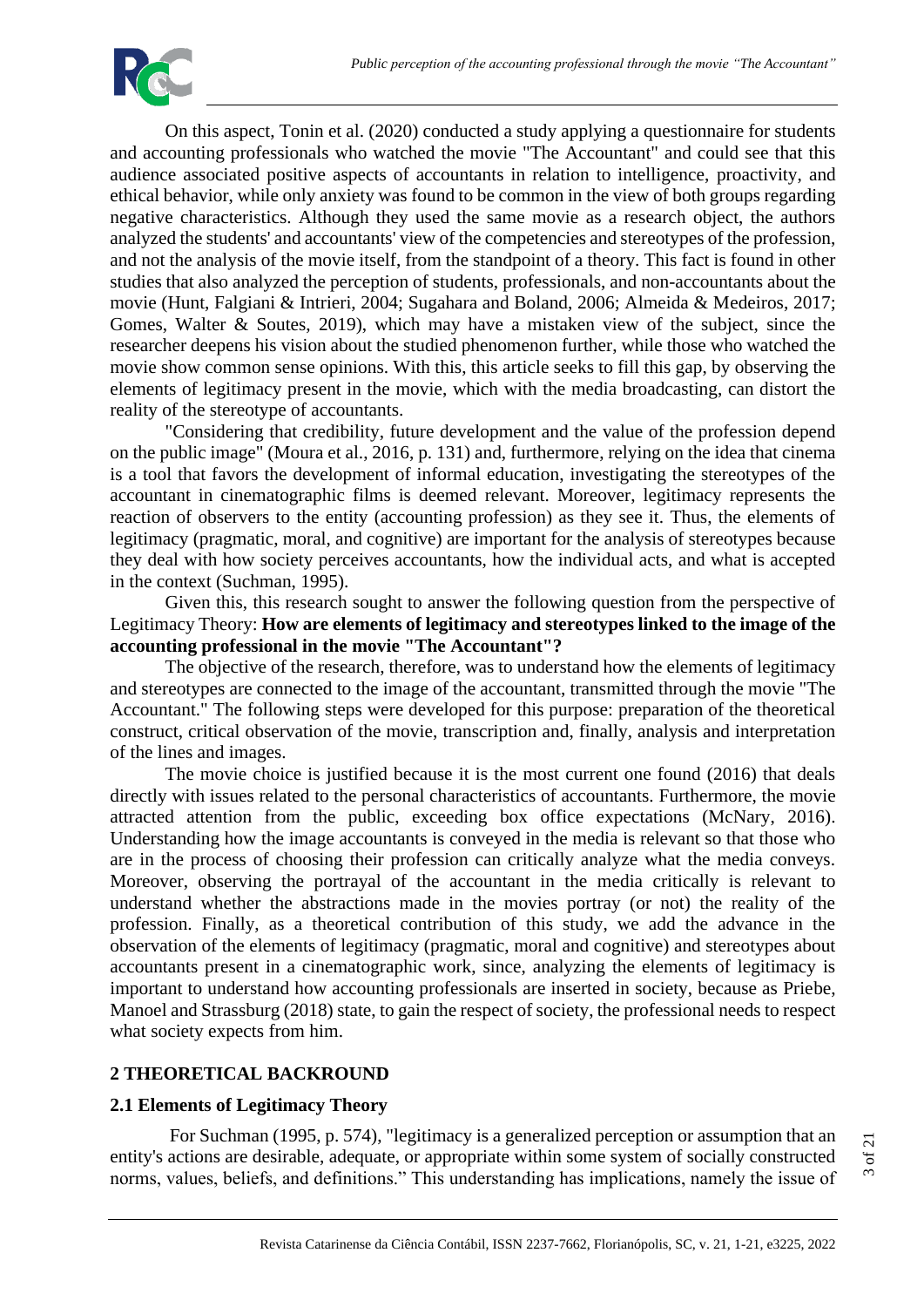On this aspect, Tonin et al. (2020) conducted a study applying a questionnaire for students and accounting professionals who watched the movie "The Accountant" and could see that this audience associated positive aspects of accountants in relation to intelligence, proactivity, and ethical behavior, while only anxiety was found to be common in the view of both groups regarding negative characteristics. Although they used the same movie as a research object, the authors analyzed the students' and accountants' view of the competencies and stereotypes of the profession, and not the analysis of the movie itself, from the standpoint of a theory. This fact is found in other studies that also analyzed the perception of students, professionals, and non-accountants about the movie (Hunt, Falgiani & Intrieri, 2004; Sugahara and Boland, 2006; Almeida & Medeiros, 2017; Gomes, Walter & Soutes, 2019), which may have a mistaken view of the subject, since the researcher deepens his vision about the studied phenomenon further, while those who watched the movie show common sense opinions. With this, this article seeks to fill this gap, by observing the elements of legitimacy present in the movie, which with the media broadcasting, can distort the reality of the stereotype of accountants.

"Considering that credibility, future development and the value of the profession depend on the public image" (Moura et al., 2016, p. 131) and, furthermore, relying on the idea that cinema is a tool that favors the development of informal education, investigating the stereotypes of the accountant in cinematographic films is deemed relevant. Moreover, legitimacy represents the reaction of observers to the entity (accounting profession) as they see it. Thus, the elements of legitimacy (pragmatic, moral, and cognitive) are important for the analysis of stereotypes because they deal with how society perceives accountants, how the individual acts, and what is accepted in the context (Suchman, 1995).

Given this, this research sought to answer the following question from the perspective of Legitimacy Theory: **How are elements of legitimacy and stereotypes linked to the image of the accounting professional in the movie "The Accountant"?**

The objective of the research, therefore, was to understand how the elements of legitimacy and stereotypes are connected to the image of the accountant, transmitted through the movie "The Accountant." The following steps were developed for this purpose: preparation of the theoretical construct, critical observation of the movie, transcription and, finally, analysis and interpretation of the lines and images.

The movie choice is justified because it is the most current one found (2016) that deals directly with issues related to the personal characteristics of accountants. Furthermore, the movie attracted attention from the public, exceeding box office expectations (McNary, 2016). Understanding how the image accountants is conveyed in the media is relevant so that those who are in the process of choosing their profession can critically analyze what the media conveys. Moreover, observing the portrayal of the accountant in the media critically is relevant to understand whether the abstractions made in the movies portray (or not) the reality of the profession. Finally, as a theoretical contribution of this study, we add the advance in the observation of the elements of legitimacy (pragmatic, moral and cognitive) and stereotypes about accountants present in a cinematographic work, since, analyzing the elements of legitimacy is important to understand how accounting professionals are inserted in society, because as Priebe, Manoel and Strassburg (2018) state, to gain the respect of society, the professional needs to respect what society expects from him.

## 2 THEORETICAL BACKROUND

### 2.1 Elements of Legitimacy Theory

For Suchman (1995, p. 574), "legitimacy is a generalized perception or assumption that an entity's actions are desirable, adequate, or appropriate within some system of socially constructed norms, values, beliefs, and definitions." This understanding has implications, namely the issue of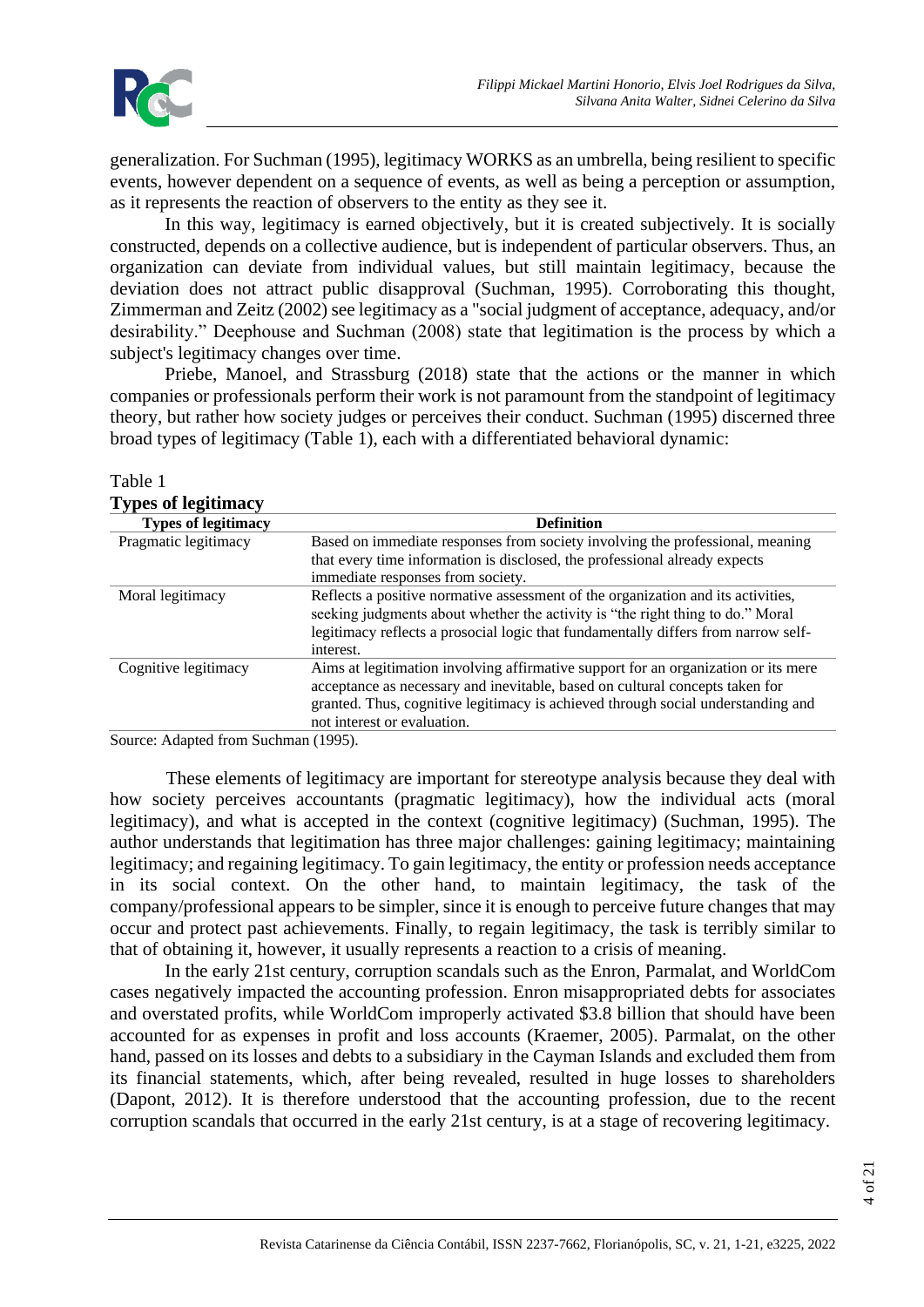generalization. For Suchman (1995), legitimacy WORKS as an umbrella, being resilient to specific events, however dependent on a sequence of events, as well as being a perception or assumption, as it represents the reaction of observers to the entity as they see it.

In this way, legitimacy is earned objectively, but it is created subjectively. It is socially constructed, depends on a collective audience, but is independent of particular observers. Thus, an organization can deviate from individual values, but still maintain legitimacy, because the deviation does not attract public disapproval (Suchman, 1995). Corroborating this thought, Zimmerman and Zeitz (2002) see legitimacy as a "social judgment of acceptance, adequacy, and/or desirability." Deephouse and Suchman (2008) state that legitimation is the process by which a subject's legitimacy changes over time.

Priebe, Manoel, and Strassburg (2018) state that the actions or the manner in which companies or professionals perform their work is not paramount from the standpoint of legitimacy theory, but rather how society judges or perceives their conduct. Suchman (1995) discerned three broad types of legitimacy (Table 1), each with a differentiated behavioral dynamic:

Table 1
**Types of legitimacy**

| Types of legitimacy | Definition |
|---|---|
| Pragmatic legitimacy | Based on immediate responses from society involving the professional, meaning that every time information is disclosed, the professional already expects immediate responses from society. |
| Moral legitimacy | Reflects a positive normative assessment of the organization and its activities, seeking judgments about whether the activity is "the right thing to do." Moral legitimacy reflects a prosocial logic that fundamentally differs from narrow self-interest. |
| Cognitive legitimacy | Aims at legitimation involving affirmative support for an organization or its mere acceptance as necessary and inevitable, based on cultural concepts taken for granted. Thus, cognitive legitimacy is achieved through social understanding and not interest or evaluation. |

Source: Adapted from Suchman (1995).

These elements of legitimacy are important for stereotype analysis because they deal with how society perceives accountants (pragmatic legitimacy), how the individual acts (moral legitimacy), and what is accepted in the context (cognitive legitimacy) (Suchman, 1995). The author understands that legitimation has three major challenges: gaining legitimacy; maintaining legitimacy; and regaining legitimacy. To gain legitimacy, the entity or profession needs acceptance in its social context. On the other hand, to maintain legitimacy, the task of the company/professional appears to be simpler, since it is enough to perceive future changes that may occur and protect past achievements. Finally, to regain legitimacy, the task is terribly similar to that of obtaining it, however, it usually represents a reaction to a crisis of meaning.

In the early 21st century, corruption scandals such as the Enron, Parmalat, and WorldCom cases negatively impacted the accounting profession. Enron misappropriated debts for associates and overstated profits, while WorldCom improperly activated \$3.8 billion that should have been accounted for as expenses in profit and loss accounts (Kraemer, 2005). Parmalat, on the other hand, passed on its losses and debts to a subsidiary in the Cayman Islands and excluded them from its financial statements, which, after being revealed, resulted in huge losses to shareholders (Dapont, 2012). It is therefore understood that the accounting profession, due to the recent corruption scandals that occurred in the early 21st century, is at a stage of recovering legitimacy.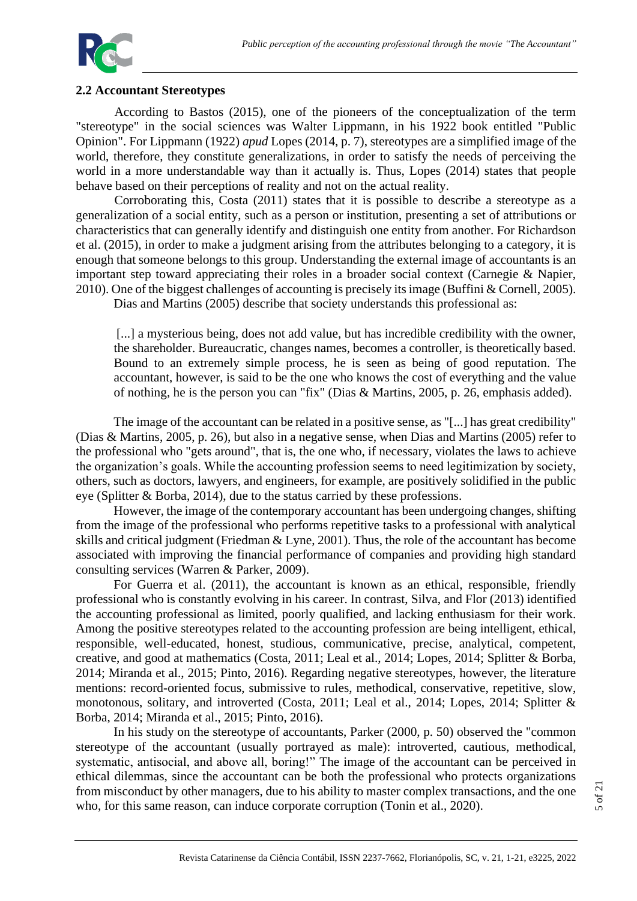## 2.2 Accountant Stereotypes

According to Bastos (2015), one of the pioneers of the conceptualization of the term "stereotype" in the social sciences was Walter Lippmann, in his 1922 book entitled "Public Opinion". For Lippmann (1922) *apud* Lopes (2014, p. 7), stereotypes are a simplified image of the world, therefore, they constitute generalizations, in order to satisfy the needs of perceiving the world in a more understandable way than it actually is. Thus, Lopes (2014) states that people behave based on their perceptions of reality and not on the actual reality.

Corroborating this, Costa (2011) states that it is possible to describe a stereotype as a generalization of a social entity, such as a person or institution, presenting a set of attributions or characteristics that can generally identify and distinguish one entity from another. For Richardson et al. (2015), in order to make a judgment arising from the attributes belonging to a category, it is enough that someone belongs to this group. Understanding the external image of accountants is an important step toward appreciating their roles in a broader social context (Carnegie & Napier, 2010). One of the biggest challenges of accounting is precisely its image (Buffini & Cornell, 2005).

Dias and Martins (2005) describe that society understands this professional as:

> [...] a mysterious being, does not add value, but has incredible credibility with the owner, the shareholder. Bureaucratic, changes names, becomes a controller, is theoretically based. Bound to an extremely simple process, he is seen as being of good reputation. The accountant, however, is said to be the one who knows the cost of everything and the value of nothing, he is the person you can "fix" (Dias & Martins, 2005, p. 26, emphasis added).

The image of the accountant can be related in a positive sense, as "[...] has great credibility" (Dias & Martins, 2005, p. 26), but also in a negative sense, when Dias and Martins (2005) refer to the professional who "gets around", that is, the one who, if necessary, violates the laws to achieve the organization's goals. While the accounting profession seems to need legitimization by society, others, such as doctors, lawyers, and engineers, for example, are positively solidified in the public eye (Splitter & Borba, 2014), due to the status carried by these professions.

However, the image of the contemporary accountant has been undergoing changes, shifting from the image of the professional who performs repetitive tasks to a professional with analytical skills and critical judgment (Friedman & Lyne, 2001). Thus, the role of the accountant has become associated with improving the financial performance of companies and providing high standard consulting services (Warren & Parker, 2009).

For Guerra et al. (2011), the accountant is known as an ethical, responsible, friendly professional who is constantly evolving in his career. In contrast, Silva, and Flor (2013) identified the accounting professional as limited, poorly qualified, and lacking enthusiasm for their work. Among the positive stereotypes related to the accounting profession are being intelligent, ethical, responsible, well-educated, honest, studious, communicative, precise, analytical, competent, creative, and good at mathematics (Costa, 2011; Leal et al., 2014; Lopes, 2014; Splitter & Borba, 2014; Miranda et al., 2015; Pinto, 2016). Regarding negative stereotypes, however, the literature mentions: record-oriented focus, submissive to rules, methodical, conservative, repetitive, slow, monotonous, solitary, and introverted (Costa, 2011; Leal et al., 2014; Lopes, 2014; Splitter & Borba, 2014; Miranda et al., 2015; Pinto, 2016).

In his study on the stereotype of accountants, Parker (2000, p. 50) observed the "common stereotype of the accountant (usually portrayed as male): introverted, cautious, methodical, systematic, antisocial, and above all, boring!" The image of the accountant can be perceived in ethical dilemmas, since the accountant can be both the professional who protects organizations from misconduct by other managers, due to his ability to master complex transactions, and the one who, for this same reason, can induce corporate corruption (Tonin et al., 2020).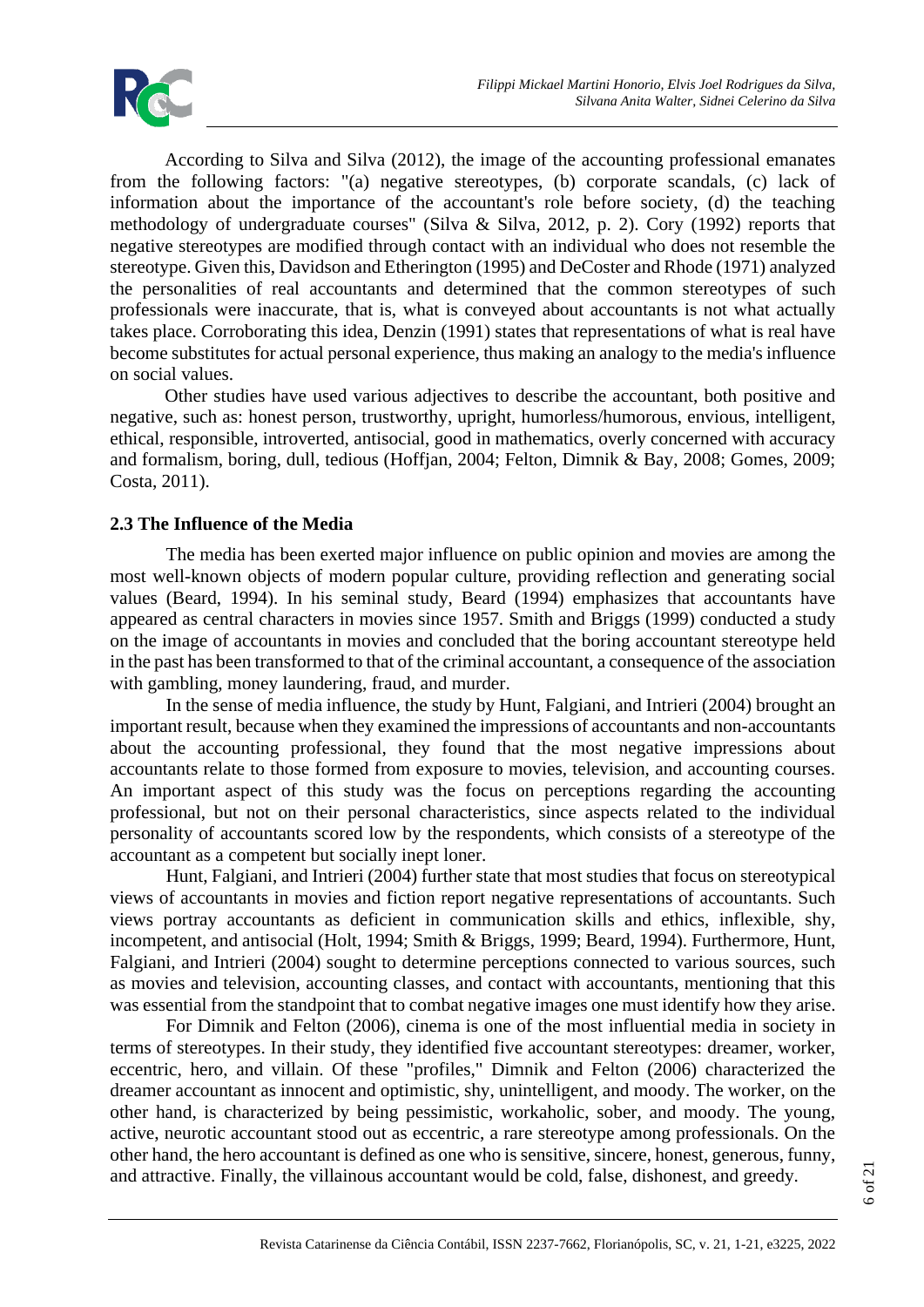According to Silva and Silva (2012), the image of the accounting professional emanates from the following factors: "(a) negative stereotypes, (b) corporate scandals, (c) lack of information about the importance of the accountant's role before society, (d) the teaching methodology of undergraduate courses" (Silva & Silva, 2012, p. 2). Cory (1992) reports that negative stereotypes are modified through contact with an individual who does not resemble the stereotype. Given this, Davidson and Etherington (1995) and DeCoster and Rhode (1971) analyzed the personalities of real accountants and determined that the common stereotypes of such professionals were inaccurate, that is, what is conveyed about accountants is not what actually takes place. Corroborating this idea, Denzin (1991) states that representations of what is real have become substitutes for actual personal experience, thus making an analogy to the media's influence on social values.

Other studies have used various adjectives to describe the accountant, both positive and negative, such as: honest person, trustworthy, upright, humorless/humorous, envious, intelligent, ethical, responsible, introverted, antisocial, good in mathematics, overly concerned with accuracy and formalism, boring, dull, tedious (Hoffjan, 2004; Felton, Dimnik & Bay, 2008; Gomes, 2009; Costa, 2011).

## 2.3 The Influence of the Media

The media has been exerted major influence on public opinion and movies are among the most well-known objects of modern popular culture, providing reflection and generating social values (Beard, 1994). In his seminal study, Beard (1994) emphasizes that accountants have appeared as central characters in movies since 1957. Smith and Briggs (1999) conducted a study on the image of accountants in movies and concluded that the boring accountant stereotype held in the past has been transformed to that of the criminal accountant, a consequence of the association with gambling, money laundering, fraud, and murder.

In the sense of media influence, the study by Hunt, Falgiani, and Intrieri (2004) brought an important result, because when they examined the impressions of accountants and non-accountants about the accounting professional, they found that the most negative impressions about accountants relate to those formed from exposure to movies, television, and accounting courses. An important aspect of this study was the focus on perceptions regarding the accounting professional, but not on their personal characteristics, since aspects related to the individual personality of accountants scored low by the respondents, which consists of a stereotype of the accountant as a competent but socially inept loner.

Hunt, Falgiani, and Intrieri (2004) further state that most studies that focus on stereotypical views of accountants in movies and fiction report negative representations of accountants. Such views portray accountants as deficient in communication skills and ethics, inflexible, shy, incompetent, and antisocial (Holt, 1994; Smith & Briggs, 1999; Beard, 1994). Furthermore, Hunt, Falgiani, and Intrieri (2004) sought to determine perceptions connected to various sources, such as movies and television, accounting classes, and contact with accountants, mentioning that this was essential from the standpoint that to combat negative images one must identify how they arise.

For Dimnik and Felton (2006), cinema is one of the most influential media in society in terms of stereotypes. In their study, they identified five accountant stereotypes: dreamer, worker, eccentric, hero, and villain. Of these "profiles," Dimnik and Felton (2006) characterized the dreamer accountant as innocent and optimistic, shy, unintelligent, and moody. The worker, on the other hand, is characterized by being pessimistic, workaholic, sober, and moody. The young, active, neurotic accountant stood out as eccentric, a rare stereotype among professionals. On the other hand, the hero accountant is defined as one who is sensitive, sincere, honest, generous, funny, and attractive. Finally, the villainous accountant would be cold, false, dishonest, and greedy.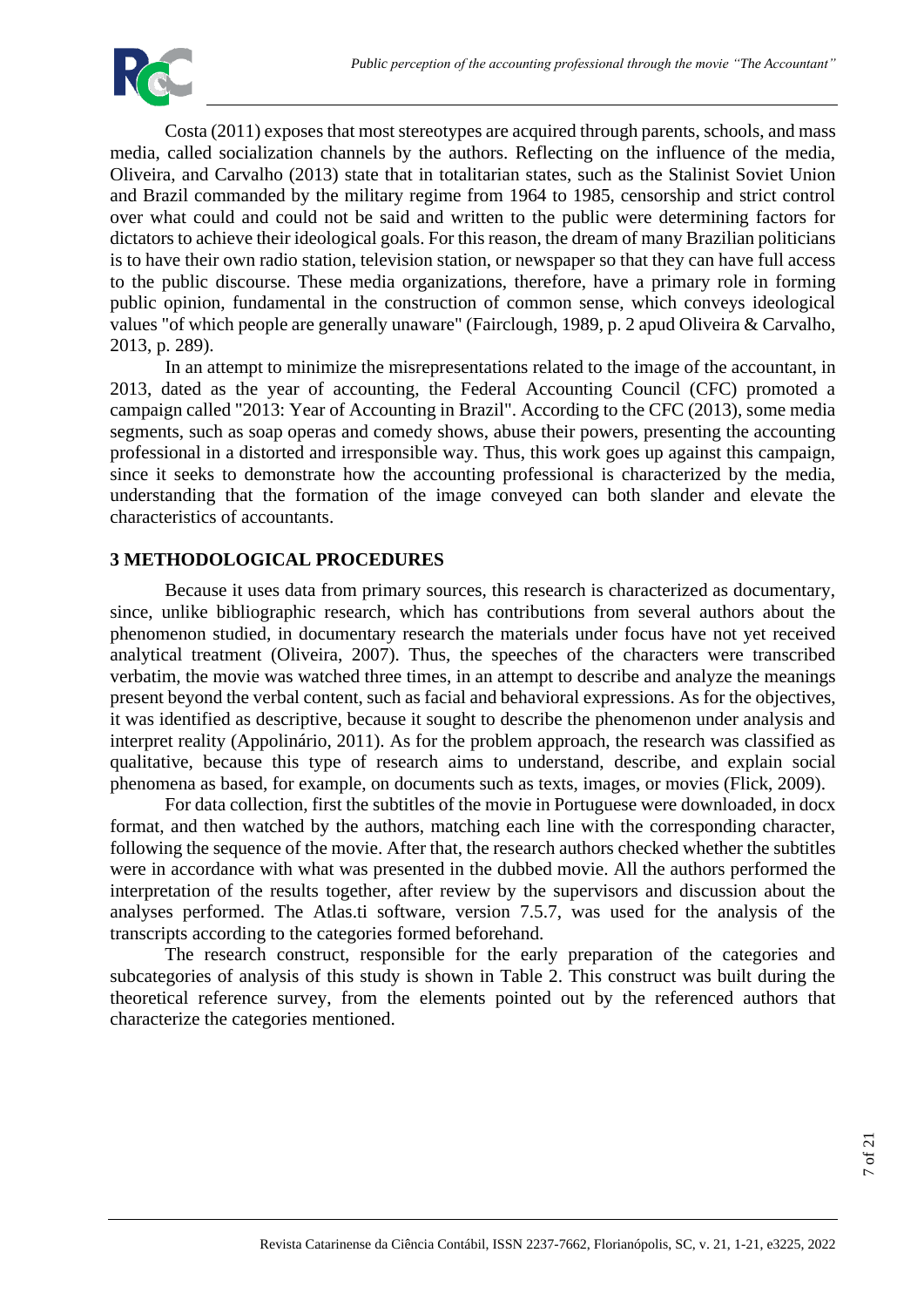Costa (2011) exposes that most stereotypes are acquired through parents, schools, and mass media, called socialization channels by the authors. Reflecting on the influence of the media, Oliveira, and Carvalho (2013) state that in totalitarian states, such as the Stalinist Soviet Union and Brazil commanded by the military regime from 1964 to 1985, censorship and strict control over what could and could not be said and written to the public were determining factors for dictators to achieve their ideological goals. For this reason, the dream of many Brazilian politicians is to have their own radio station, television station, or newspaper so that they can have full access to the public discourse. These media organizations, therefore, have a primary role in forming public opinion, fundamental in the construction of common sense, which conveys ideological values "of which people are generally unaware" (Fairclough, 1989, p. 2 apud Oliveira & Carvalho, 2013, p. 289).

In an attempt to minimize the misrepresentations related to the image of the accountant, in 2013, dated as the year of accounting, the Federal Accounting Council (CFC) promoted a campaign called "2013: Year of Accounting in Brazil". According to the CFC (2013), some media segments, such as soap operas and comedy shows, abuse their powers, presenting the accounting professional in a distorted and irresponsible way. Thus, this work goes up against this campaign, since it seeks to demonstrate how the accounting professional is characterized by the media, understanding that the formation of the image conveyed can both slander and elevate the characteristics of accountants.

## 3 METHODOLOGICAL PROCEDURES

Because it uses data from primary sources, this research is characterized as documentary, since, unlike bibliographic research, which has contributions from several authors about the phenomenon studied, in documentary research the materials under focus have not yet received analytical treatment (Oliveira, 2007). Thus, the speeches of the characters were transcribed verbatim, the movie was watched three times, in an attempt to describe and analyze the meanings present beyond the verbal content, such as facial and behavioral expressions. As for the objectives, it was identified as descriptive, because it sought to describe the phenomenon under analysis and interpret reality (Appolinário, 2011). As for the problem approach, the research was classified as qualitative, because this type of research aims to understand, describe, and explain social phenomena as based, for example, on documents such as texts, images, or movies (Flick, 2009).

For data collection, first the subtitles of the movie in Portuguese were downloaded, in docx format, and then watched by the authors, matching each line with the corresponding character, following the sequence of the movie. After that, the research authors checked whether the subtitles were in accordance with what was presented in the dubbed movie. All the authors performed the interpretation of the results together, after review by the supervisors and discussion about the analyses performed. The Atlas.ti software, version 7.5.7, was used for the analysis of the transcripts according to the categories formed beforehand.

The research construct, responsible for the early preparation of the categories and subcategories of analysis of this study is shown in Table 2. This construct was built during the theoretical reference survey, from the elements pointed out by the referenced authors that characterize the categories mentioned.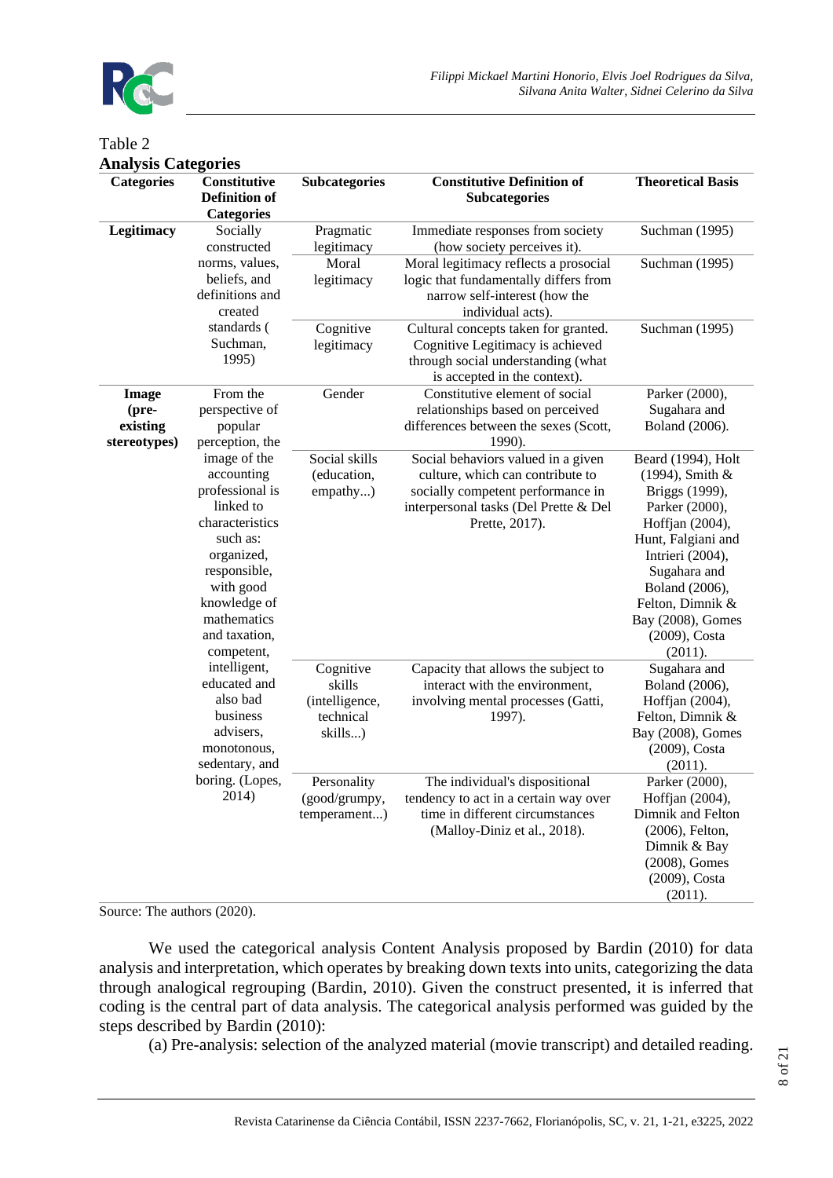Table 2

**Analysis Categories**

| Categories | Constitutive Definition of Categories | Subcategories | Constitutive Definition of Subcategories | Theoretical Basis |
|---|---|---|---|---|
| **Legitimacy** | Socially constructed norms, values, beliefs, and definitions and created standards ( Suchman, 1995) | Pragmatic legitimacy | Immediate responses from society (how society perceives it). | Suchman (1995) |
| | | Moral legitimacy | Moral legitimacy reflects a prosocial logic that fundamentally differs from narrow self-interest (how the individual acts). | Suchman (1995) |
| | | Cognitive legitimacy | Cultural concepts taken for granted. Cognitive Legitimacy is achieved through social understanding (what is accepted in the context). | Suchman (1995) |
| **Image (pre-existing stereotypes)** | From the perspective of popular perception, the image of the accounting professional is linked to characteristics such as: organized, responsible, with good knowledge of mathematics and taxation, competent, intelligent, educated and also bad business advisers, monotonous, sedentary, and boring. (Lopes, 2014) | Gender | Constitutive element of social relationships based on perceived differences between the sexes (Scott, 1990). | Parker (2000), Sugahara and Boland (2006). |
| | | Social skills (education, empathy...) | Social behaviors valued in a given culture, which can contribute to socially competent performance in interpersonal tasks (Del Prette & Del Prette, 2017). | Beard (1994), Holt (1994), Smith & Briggs (1999), Parker (2000), Hoffjan (2004), Hunt, Falgiani and Intrieri (2004), Sugahara and Boland (2006), Felton, Dimnik & Bay (2008), Gomes (2009), Costa (2011). |
| | | Cognitive skills (intelligence, technical skills...) | Capacity that allows the subject to interact with the environment, involving mental processes (Gatti, 1997). | Sugahara and Boland (2006), Hoffjan (2004), Felton, Dimnik & Bay (2008), Gomes (2009), Costa (2011). |
| | | Personality (good/grumpy, temperament...) | The individual's dispositional tendency to act in a certain way over time in different circumstances (Malloy-Diniz et al., 2018). | Parker (2000), Hoffjan (2004), Dimnik and Felton (2006), Felton, Dimnik & Bay (2008), Gomes (2009), Costa (2011). |

Source: The authors (2020).

We used the categorical analysis Content Analysis proposed by Bardin (2010) for data analysis and interpretation, which operates by breaking down texts into units, categorizing the data through analogical regrouping (Bardin, 2010). Given the construct presented, it is inferred that coding is the central part of data analysis. The categorical analysis performed was guided by the steps described by Bardin (2010):

(a) Pre-analysis: selection of the analyzed material (movie transcript) and detailed reading.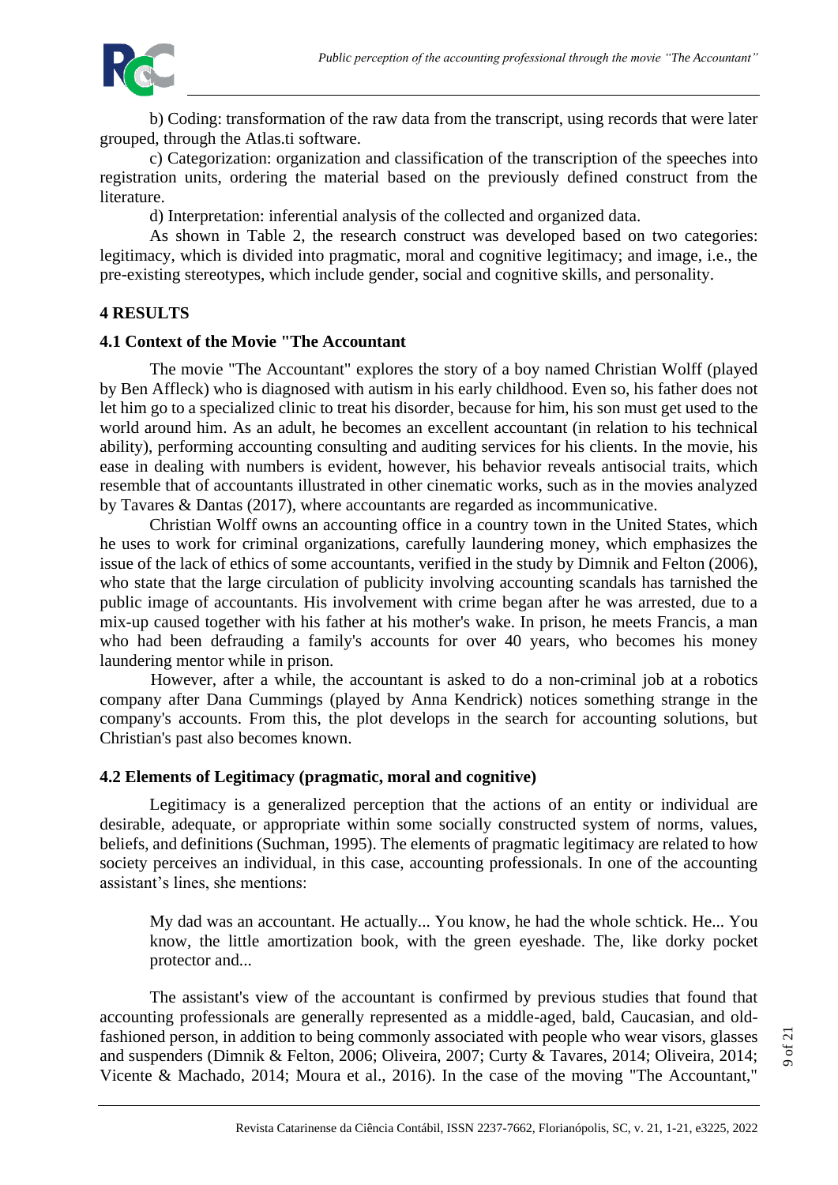b) Coding: transformation of the raw data from the transcript, using records that were later grouped, through the Atlas.ti software.

c) Categorization: organization and classification of the transcription of the speeches into registration units, ordering the material based on the previously defined construct from the literature.

d) Interpretation: inferential analysis of the collected and organized data.

As shown in Table 2, the research construct was developed based on two categories: legitimacy, which is divided into pragmatic, moral and cognitive legitimacy; and image, i.e., the pre-existing stereotypes, which include gender, social and cognitive skills, and personality.

## 4 RESULTS

### 4.1 Context of the Movie "The Accountant

The movie "The Accountant" explores the story of a boy named Christian Wolff (played by Ben Affleck) who is diagnosed with autism in his early childhood. Even so, his father does not let him go to a specialized clinic to treat his disorder, because for him, his son must get used to the world around him. As an adult, he becomes an excellent accountant (in relation to his technical ability), performing accounting consulting and auditing services for his clients. In the movie, his ease in dealing with numbers is evident, however, his behavior reveals antisocial traits, which resemble that of accountants illustrated in other cinematic works, such as in the movies analyzed by Tavares & Dantas (2017), where accountants are regarded as incommunicative.

Christian Wolff owns an accounting office in a country town in the United States, which he uses to work for criminal organizations, carefully laundering money, which emphasizes the issue of the lack of ethics of some accountants, verified in the study by Dimnik and Felton (2006), who state that the large circulation of publicity involving accounting scandals has tarnished the public image of accountants. His involvement with crime began after he was arrested, due to a mix-up caused together with his father at his mother's wake. In prison, he meets Francis, a man who had been defrauding a family's accounts for over 40 years, who becomes his money laundering mentor while in prison.

However, after a while, the accountant is asked to do a non-criminal job at a robotics company after Dana Cummings (played by Anna Kendrick) notices something strange in the company's accounts. From this, the plot develops in the search for accounting solutions, but Christian's past also becomes known.

### 4.2 Elements of Legitimacy (pragmatic, moral and cognitive)

Legitimacy is a generalized perception that the actions of an entity or individual are desirable, adequate, or appropriate within some socially constructed system of norms, values, beliefs, and definitions (Suchman, 1995). The elements of pragmatic legitimacy are related to how society perceives an individual, in this case, accounting professionals. In one of the accounting assistant's lines, she mentions:

> My dad was an accountant. He actually... You know, he had the whole schtick. He... You know, the little amortization book, with the green eyeshade. The, like dorky pocket protector and...

The assistant's view of the accountant is confirmed by previous studies that found that accounting professionals are generally represented as a middle-aged, bald, Caucasian, and old-fashioned person, in addition to being commonly associated with people who wear visors, glasses and suspenders (Dimnik & Felton, 2006; Oliveira, 2007; Curty & Tavares, 2014; Oliveira, 2014; Vicente & Machado, 2014; Moura et al., 2016). In the case of the moving "The Accountant,"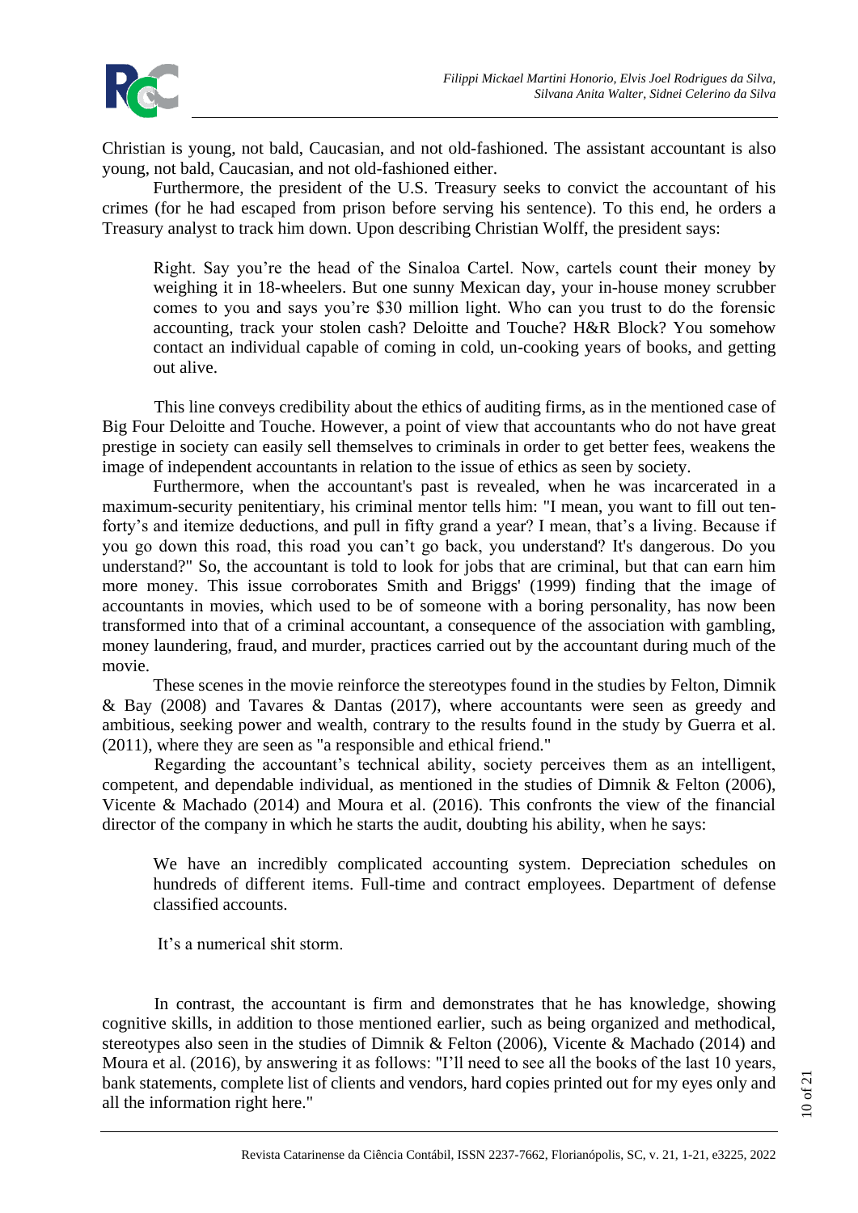Christian is young, not bald, Caucasian, and not old-fashioned. The assistant accountant is also young, not bald, Caucasian, and not old-fashioned either.

Furthermore, the president of the U.S. Treasury seeks to convict the accountant of his crimes (for he had escaped from prison before serving his sentence). To this end, he orders a Treasury analyst to track him down. Upon describing Christian Wolff, the president says:

> Right. Say you're the head of the Sinaloa Cartel. Now, cartels count their money by weighing it in 18-wheelers. But one sunny Mexican day, your in-house money scrubber comes to you and says you're $30 million light. Who can you trust to do the forensic accounting, track your stolen cash? Deloitte and Touche? H&R Block? You somehow contact an individual capable of coming in cold, un-cooking years of books, and getting out alive.

This line conveys credibility about the ethics of auditing firms, as in the mentioned case of Big Four Deloitte and Touche. However, a point of view that accountants who do not have great prestige in society can easily sell themselves to criminals in order to get better fees, weakens the image of independent accountants in relation to the issue of ethics as seen by society.

Furthermore, when the accountant's past is revealed, when he was incarcerated in a maximum-security penitentiary, his criminal mentor tells him: "I mean, you want to fill out ten-forty's and itemize deductions, and pull in fifty grand a year? I mean, that's a living. Because if you go down this road, this road you can't go back, you understand? It's dangerous. Do you understand?" So, the accountant is told to look for jobs that are criminal, but that can earn him more money. This issue corroborates Smith and Briggs' (1999) finding that the image of accountants in movies, which used to be of someone with a boring personality, has now been transformed into that of a criminal accountant, a consequence of the association with gambling, money laundering, fraud, and murder, practices carried out by the accountant during much of the movie.

These scenes in the movie reinforce the stereotypes found in the studies by Felton, Dimnik & Bay (2008) and Tavares & Dantas (2017), where accountants were seen as greedy and ambitious, seeking power and wealth, contrary to the results found in the study by Guerra et al. (2011), where they are seen as "a responsible and ethical friend."

Regarding the accountant's technical ability, society perceives them as an intelligent, competent, and dependable individual, as mentioned in the studies of Dimnik & Felton (2006), Vicente & Machado (2014) and Moura et al. (2016). This confronts the view of the financial director of the company in which he starts the audit, doubting his ability, when he says:

> We have an incredibly complicated accounting system. Depreciation schedules on hundreds of different items. Full-time and contract employees. Department of defense classified accounts.
>
> It's a numerical shit storm.

In contrast, the accountant is firm and demonstrates that he has knowledge, showing cognitive skills, in addition to those mentioned earlier, such as being organized and methodical, stereotypes also seen in the studies of Dimnik & Felton (2006), Vicente & Machado (2014) and Moura et al. (2016), by answering it as follows: "I'll need to see all the books of the last 10 years, bank statements, complete list of clients and vendors, hard copies printed out for my eyes only and all the information right here."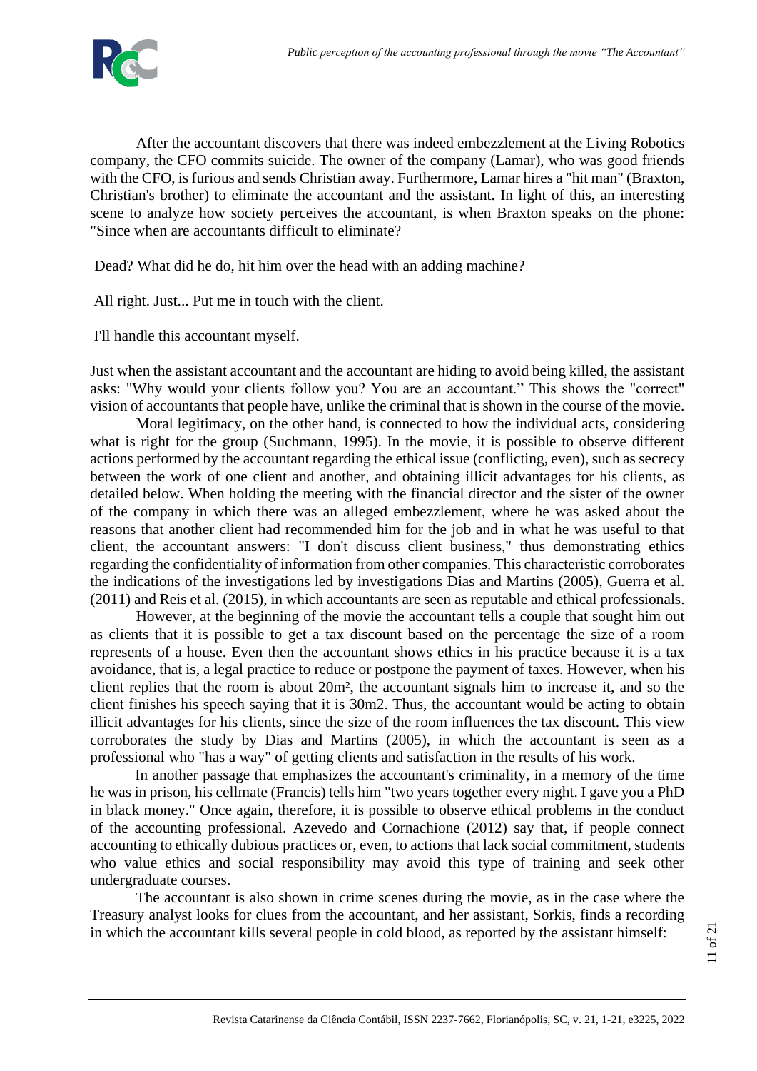After the accountant discovers that there was indeed embezzlement at the Living Robotics company, the CFO commits suicide. The owner of the company (Lamar), who was good friends with the CFO, is furious and sends Christian away. Furthermore, Lamar hires a "hit man" (Braxton, Christian's brother) to eliminate the accountant and the assistant. In light of this, an interesting scene to analyze how society perceives the accountant, is when Braxton speaks on the phone: "Since when are accountants difficult to eliminate?

Dead? What did he do, hit him over the head with an adding machine?

All right. Just... Put me in touch with the client.

I'll handle this accountant myself.

Just when the assistant accountant and the accountant are hiding to avoid being killed, the assistant asks: "Why would your clients follow you? You are an accountant." This shows the "correct" vision of accountants that people have, unlike the criminal that is shown in the course of the movie.

Moral legitimacy, on the other hand, is connected to how the individual acts, considering what is right for the group (Suchmann, 1995). In the movie, it is possible to observe different actions performed by the accountant regarding the ethical issue (conflicting, even), such as secrecy between the work of one client and another, and obtaining illicit advantages for his clients, as detailed below. When holding the meeting with the financial director and the sister of the owner of the company in which there was an alleged embezzlement, where he was asked about the reasons that another client had recommended him for the job and in what he was useful to that client, the accountant answers: "I don't discuss client business," thus demonstrating ethics regarding the confidentiality of information from other companies. This characteristic corroborates the indications of the investigations led by investigations Dias and Martins (2005), Guerra et al. (2011) and Reis et al. (2015), in which accountants are seen as reputable and ethical professionals.

However, at the beginning of the movie the accountant tells a couple that sought him out as clients that it is possible to get a tax discount based on the percentage the size of a room represents of a house. Even then the accountant shows ethics in his practice because it is a tax avoidance, that is, a legal practice to reduce or postpone the payment of taxes. However, when his client replies that the room is about 20m², the accountant signals him to increase it, and so the client finishes his speech saying that it is 30m2. Thus, the accountant would be acting to obtain illicit advantages for his clients, since the size of the room influences the tax discount. This view corroborates the study by Dias and Martins (2005), in which the accountant is seen as a professional who "has a way" of getting clients and satisfaction in the results of his work.

In another passage that emphasizes the accountant's criminality, in a memory of the time he was in prison, his cellmate (Francis) tells him "two years together every night. I gave you a PhD in black money." Once again, therefore, it is possible to observe ethical problems in the conduct of the accounting professional. Azevedo and Cornachione (2012) say that, if people connect accounting to ethically dubious practices or, even, to actions that lack social commitment, students who value ethics and social responsibility may avoid this type of training and seek other undergraduate courses.

The accountant is also shown in crime scenes during the movie, as in the case where the Treasury analyst looks for clues from the accountant, and her assistant, Sorkis, finds a recording in which the accountant kills several people in cold blood, as reported by the assistant himself: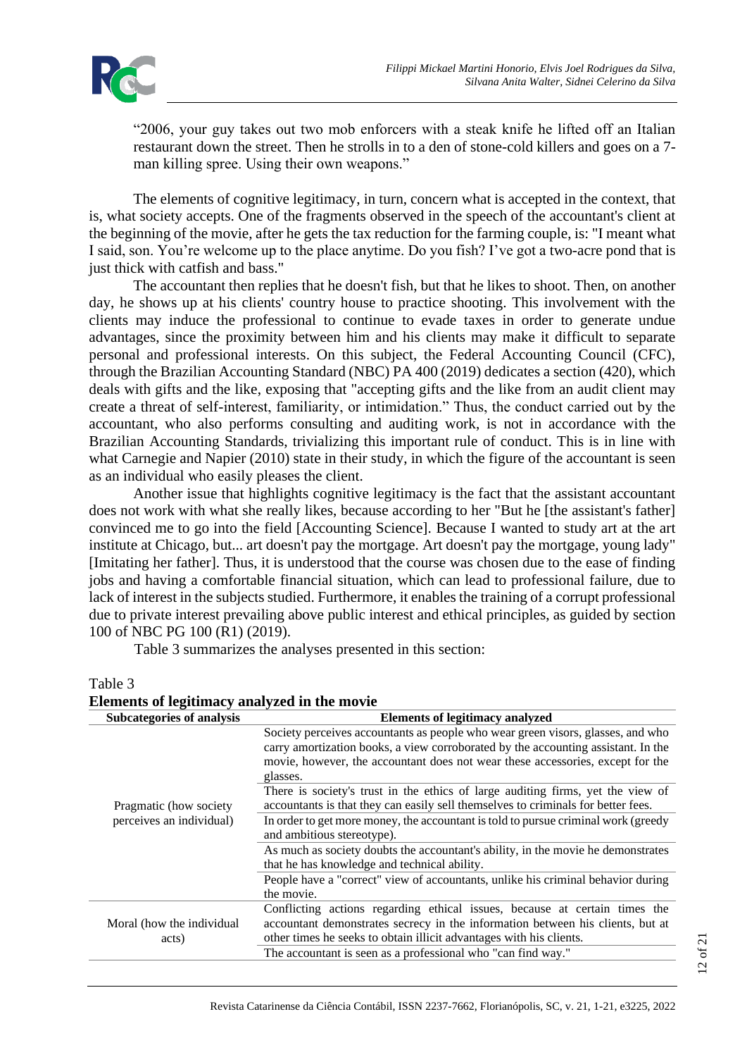"2006, your guy takes out two mob enforcers with a steak knife he lifted off an Italian restaurant down the street. Then he strolls in to a den of stone-cold killers and goes on a 7-man killing spree. Using their own weapons."

The elements of cognitive legitimacy, in turn, concern what is accepted in the context, that is, what society accepts. One of the fragments observed in the speech of the accountant's client at the beginning of the movie, after he gets the tax reduction for the farming couple, is: "I meant what I said, son. You're welcome up to the place anytime. Do you fish? I've got a two-acre pond that is just thick with catfish and bass."

The accountant then replies that he doesn't fish, but that he likes to shoot. Then, on another day, he shows up at his clients' country house to practice shooting. This involvement with the clients may induce the professional to continue to evade taxes in order to generate undue advantages, since the proximity between him and his clients may make it difficult to separate personal and professional interests. On this subject, the Federal Accounting Council (CFC), through the Brazilian Accounting Standard (NBC) PA 400 (2019) dedicates a section (420), which deals with gifts and the like, exposing that "accepting gifts and the like from an audit client may create a threat of self-interest, familiarity, or intimidation." Thus, the conduct carried out by the accountant, who also performs consulting and auditing work, is not in accordance with the Brazilian Accounting Standards, trivializing this important rule of conduct. This is in line with what Carnegie and Napier (2010) state in their study, in which the figure of the accountant is seen as an individual who easily pleases the client.

Another issue that highlights cognitive legitimacy is the fact that the assistant accountant does not work with what she really likes, because according to her "But he [the assistant's father] convinced me to go into the field [Accounting Science]. Because I wanted to study art at the art institute at Chicago, but... art doesn't pay the mortgage. Art doesn't pay the mortgage, young lady" [Imitating her father]. Thus, it is understood that the course was chosen due to the ease of finding jobs and having a comfortable financial situation, which can lead to professional failure, due to lack of interest in the subjects studied. Furthermore, it enables the training of a corrupt professional due to private interest prevailing above public interest and ethical principles, as guided by section 100 of NBC PG 100 (R1) (2019).

Table 3 summarizes the analyses presented in this section:

Table 3
**Elements of legitimacy analyzed in the movie**

| Subcategories of analysis | Elements of legitimacy analyzed |
|---|---|
| Pragmatic (how society perceives an individual) | Society perceives accountants as people who wear green visors, glasses, and who carry amortization books, a view corroborated by the accounting assistant. In the movie, however, the accountant does not wear these accessories, except for the glasses. |
| | There is society's trust in the ethics of large auditing firms, yet the view of accountants is that they can easily sell themselves to criminals for better fees. |
| | In order to get more money, the accountant is told to pursue criminal work (greedy and ambitious stereotype). |
| | As much as society doubts the accountant's ability, in the movie he demonstrates that he has knowledge and technical ability. |
| | People have a "correct" view of accountants, unlike his criminal behavior during the movie. |
| Moral (how the individual acts) | Conflicting actions regarding ethical issues, because at certain times the accountant demonstrates secrecy in the information between his clients, but at other times he seeks to obtain illicit advantages with his clients. |
| | The accountant is seen as a professional who "can find way." |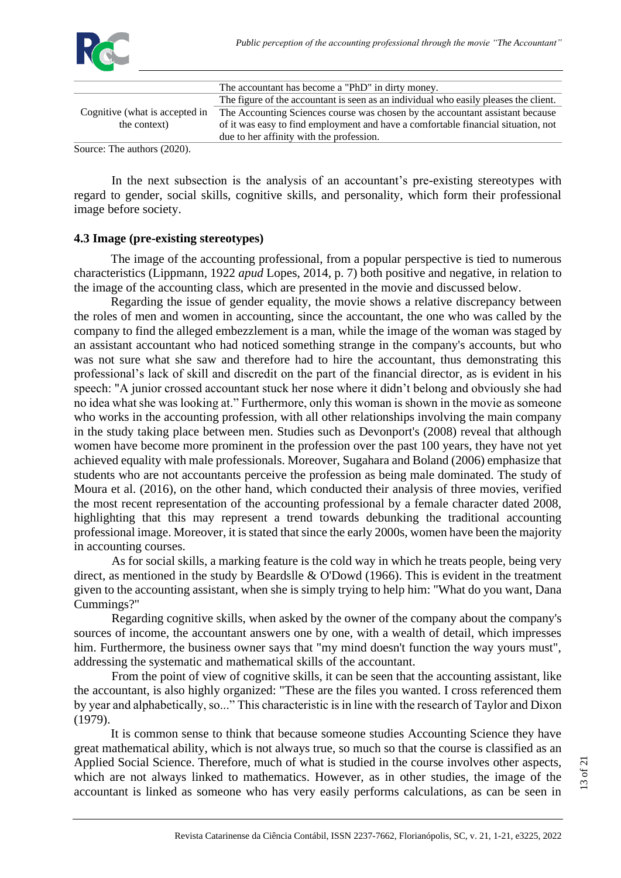| | |
|---|---|
| | The accountant has become a "PhD" in dirty money. |
| | The figure of the accountant is seen as an individual who easily pleases the client. |
| Cognitive (what is accepted in the context) | The Accounting Sciences course was chosen by the accountant assistant because of it was easy to find employment and have a comfortable financial situation, not due to her affinity with the profession. |

Source: The authors (2020).

In the next subsection is the analysis of an accountant's pre-existing stereotypes with regard to gender, social skills, cognitive skills, and personality, which form their professional image before society.

### 4.3 Image (pre-existing stereotypes)

The image of the accounting professional, from a popular perspective is tied to numerous characteristics (Lippmann, 1922 *apud* Lopes, 2014, p. 7) both positive and negative, in relation to the image of the accounting class, which are presented in the movie and discussed below.

Regarding the issue of gender equality, the movie shows a relative discrepancy between the roles of men and women in accounting, since the accountant, the one who was called by the company to find the alleged embezzlement is a man, while the image of the woman was staged by an assistant accountant who had noticed something strange in the company's accounts, but who was not sure what she saw and therefore had to hire the accountant, thus demonstrating this professional's lack of skill and discredit on the part of the financial director, as is evident in his speech: "A junior crossed accountant stuck her nose where it didn't belong and obviously she had no idea what she was looking at." Furthermore, only this woman is shown in the movie as someone who works in the accounting profession, with all other relationships involving the main company in the study taking place between men. Studies such as Devonport's (2008) reveal that although women have become more prominent in the profession over the past 100 years, they have not yet achieved equality with male professionals. Moreover, Sugahara and Boland (2006) emphasize that students who are not accountants perceive the profession as being male dominated. The study of Moura et al. (2016), on the other hand, which conducted their analysis of three movies, verified the most recent representation of the accounting professional by a female character dated 2008, highlighting that this may represent a trend towards debunking the traditional accounting professional image. Moreover, it is stated that since the early 2000s, women have been the majority in accounting courses.

As for social skills, a marking feature is the cold way in which he treats people, being very direct, as mentioned in the study by Beardslle & O'Dowd (1966). This is evident in the treatment given to the accounting assistant, when she is simply trying to help him: "What do you want, Dana Cummings?"

Regarding cognitive skills, when asked by the owner of the company about the company's sources of income, the accountant answers one by one, with a wealth of detail, which impresses him. Furthermore, the business owner says that "my mind doesn't function the way yours must", addressing the systematic and mathematical skills of the accountant.

From the point of view of cognitive skills, it can be seen that the accounting assistant, like the accountant, is also highly organized: "These are the files you wanted. I cross referenced them by year and alphabetically, so..." This characteristic is in line with the research of Taylor and Dixon (1979).

It is common sense to think that because someone studies Accounting Science they have great mathematical ability, which is not always true, so much so that the course is classified as an Applied Social Science. Therefore, much of what is studied in the course involves other aspects, which are not always linked to mathematics. However, as in other studies, the image of the accountant is linked as someone who has very easily performs calculations, as can be seen in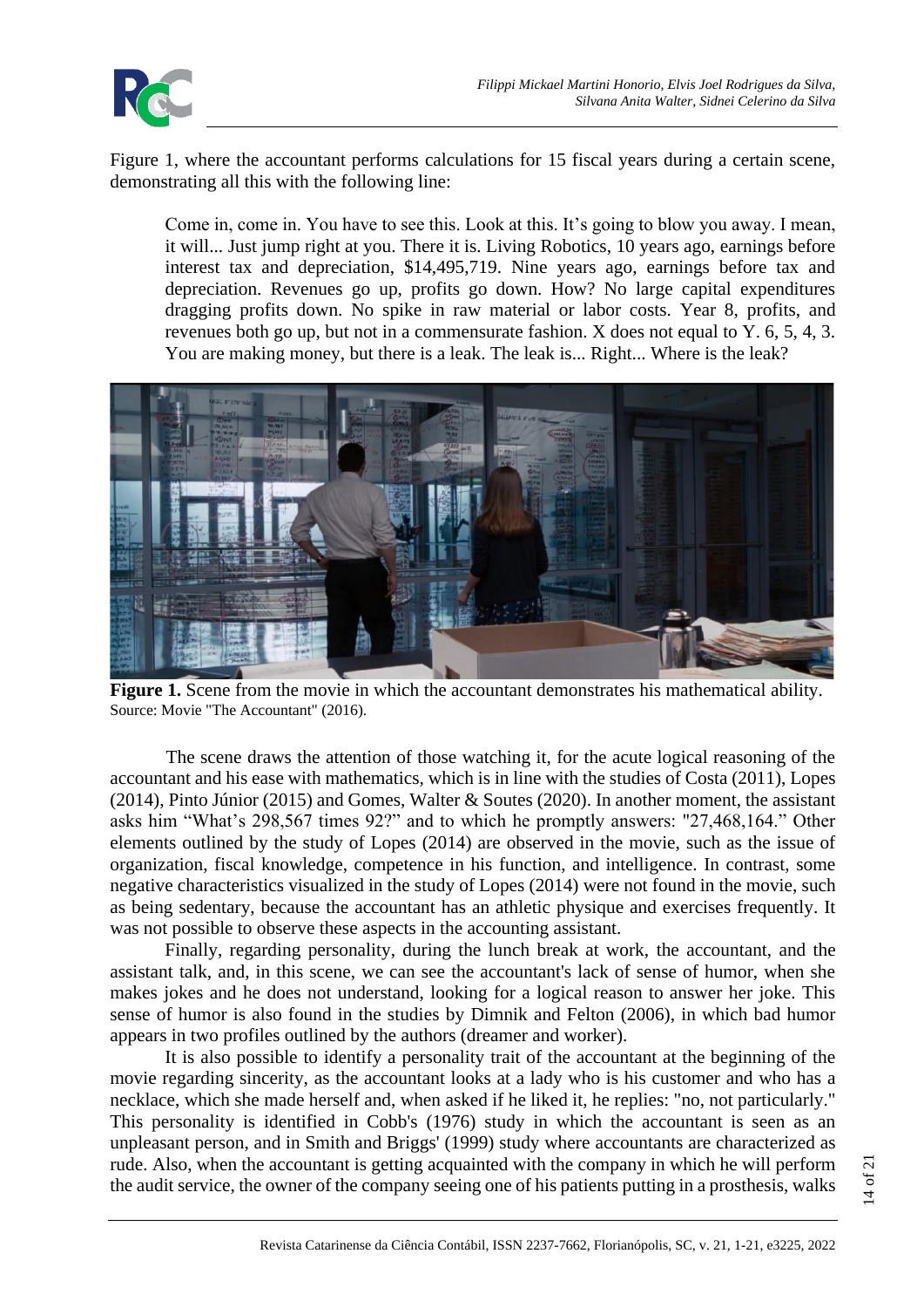Figure 1, where the accountant performs calculations for 15 fiscal years during a certain scene, demonstrating all this with the following line:

> Come in, come in. You have to see this. Look at this. It's going to blow you away. I mean, it will... Just jump right at you. There it is. Living Robotics, 10 years ago, earnings before interest tax and depreciation, $14,495,719. Nine years ago, earnings before tax and depreciation. Revenues go up, profits go down. How? No large capital expenditures dragging profits down. No spike in raw material or labor costs. Year 8, profits, and revenues both go up, but not in a commensurate fashion. X does not equal to Y. 6, 5, 4, 3. You are making money, but there is a leak. The leak is... Right... Where is the leak?

**Figure 1.** Scene from the movie in which the accountant demonstrates his mathematical ability.
Source: Movie "The Accountant" (2016).

The scene draws the attention of those watching it, for the acute logical reasoning of the accountant and his ease with mathematics, which is in line with the studies of Costa (2011), Lopes (2014), Pinto Júnior (2015) and Gomes, Walter & Soutes (2020). In another moment, the assistant asks him "What's 298,567 times 92?" and to which he promptly answers: "27,468,164." Other elements outlined by the study of Lopes (2014) are observed in the movie, such as the issue of organization, fiscal knowledge, competence in his function, and intelligence. In contrast, some negative characteristics visualized in the study of Lopes (2014) were not found in the movie, such as being sedentary, because the accountant has an athletic physique and exercises frequently. It was not possible to observe these aspects in the accounting assistant.

Finally, regarding personality, during the lunch break at work, the accountant, and the assistant talk, and, in this scene, we can see the accountant's lack of sense of humor, when she makes jokes and he does not understand, looking for a logical reason to answer her joke. This sense of humor is also found in the studies by Dimnik and Felton (2006), in which bad humor appears in two profiles outlined by the authors (dreamer and worker).

It is also possible to identify a personality trait of the accountant at the beginning of the movie regarding sincerity, as the accountant looks at a lady who is his customer and who has a necklace, which she made herself and, when asked if he liked it, he replies: "no, not particularly." This personality is identified in Cobb's (1976) study in which the accountant is seen as an unpleasant person, and in Smith and Briggs' (1999) study where accountants are characterized as rude. Also, when the accountant is getting acquainted with the company in which he will perform the audit service, the owner of the company seeing one of his patients putting in a prosthesis, walks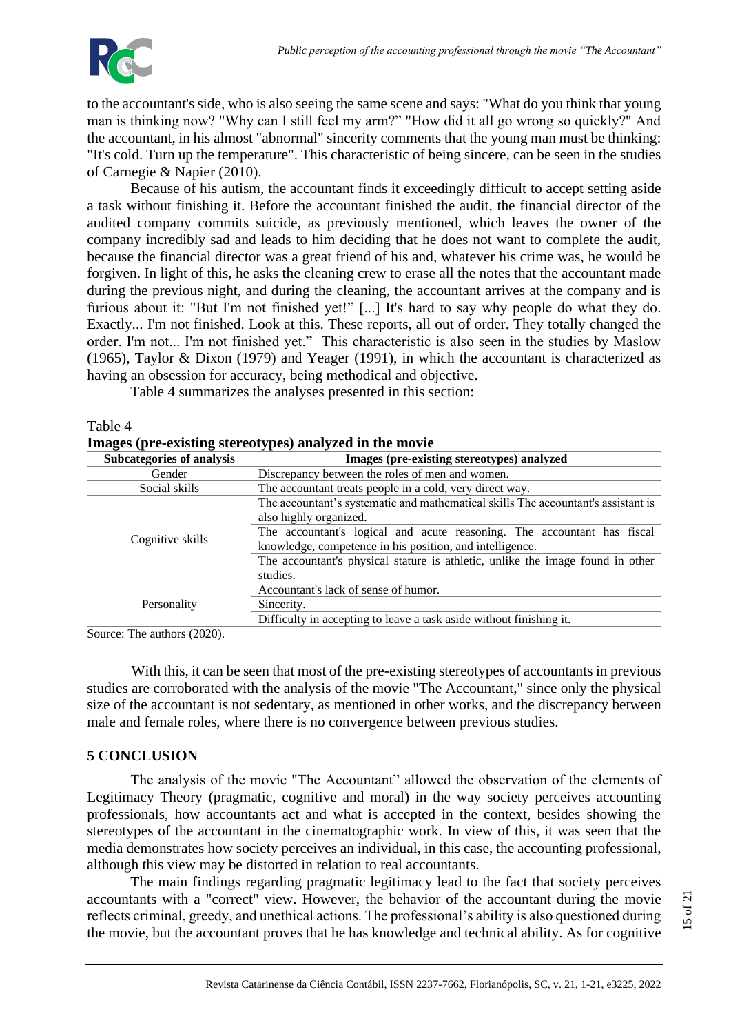to the accountant's side, who is also seeing the same scene and says: "What do you think that young man is thinking now? "Why can I still feel my arm?" "How did it all go wrong so quickly?" And the accountant, in his almost "abnormal" sincerity comments that the young man must be thinking: "It's cold. Turn up the temperature". This characteristic of being sincere, can be seen in the studies of Carnegie & Napier (2010).

Because of his autism, the accountant finds it exceedingly difficult to accept setting aside a task without finishing it. Before the accountant finished the audit, the financial director of the audited company commits suicide, as previously mentioned, which leaves the owner of the company incredibly sad and leads to him deciding that he does not want to complete the audit, because the financial director was a great friend of his and, whatever his crime was, he would be forgiven. In light of this, he asks the cleaning crew to erase all the notes that the accountant made during the previous night, and during the cleaning, the accountant arrives at the company and is furious about it: "But I'm not finished yet!" [...] It's hard to say why people do what they do. Exactly... I'm not finished. Look at this. These reports, all out of order. They totally changed the order. I'm not... I'm not finished yet." This characteristic is also seen in the studies by Maslow (1965), Taylor & Dixon (1979) and Yeager (1991), in which the accountant is characterized as having an obsession for accuracy, being methodical and objective.

Table 4 summarizes the analyses presented in this section:

Table 4
**Images (pre-existing stereotypes) analyzed in the movie**

| Subcategories of analysis | Images (pre-existing stereotypes) analyzed |
|---|---|
| Gender | Discrepancy between the roles of men and women. |
| Social skills | The accountant treats people in a cold, very direct way. |
| Cognitive skills | The accountant's systematic and mathematical skills The accountant's assistant is also highly organized. |
| | The accountant's logical and acute reasoning. The accountant has fiscal knowledge, competence in his position, and intelligence. |
| | The accountant's physical stature is athletic, unlike the image found in other studies. |
| Personality | Accountant's lack of sense of humor. |
| | Sincerity. |
| | Difficulty in accepting to leave a task aside without finishing it. |

Source: The authors (2020).

With this, it can be seen that most of the pre-existing stereotypes of accountants in previous studies are corroborated with the analysis of the movie "The Accountant," since only the physical size of the accountant is not sedentary, as mentioned in other works, and the discrepancy between male and female roles, where there is no convergence between previous studies.

## 5 CONCLUSION

The analysis of the movie "The Accountant" allowed the observation of the elements of Legitimacy Theory (pragmatic, cognitive and moral) in the way society perceives accounting professionals, how accountants act and what is accepted in the context, besides showing the stereotypes of the accountant in the cinematographic work. In view of this, it was seen that the media demonstrates how society perceives an individual, in this case, the accounting professional, although this view may be distorted in relation to real accountants.

The main findings regarding pragmatic legitimacy lead to the fact that society perceives accountants with a "correct" view. However, the behavior of the accountant during the movie reflects criminal, greedy, and unethical actions. The professional's ability is also questioned during the movie, but the accountant proves that he has knowledge and technical ability. As for cognitive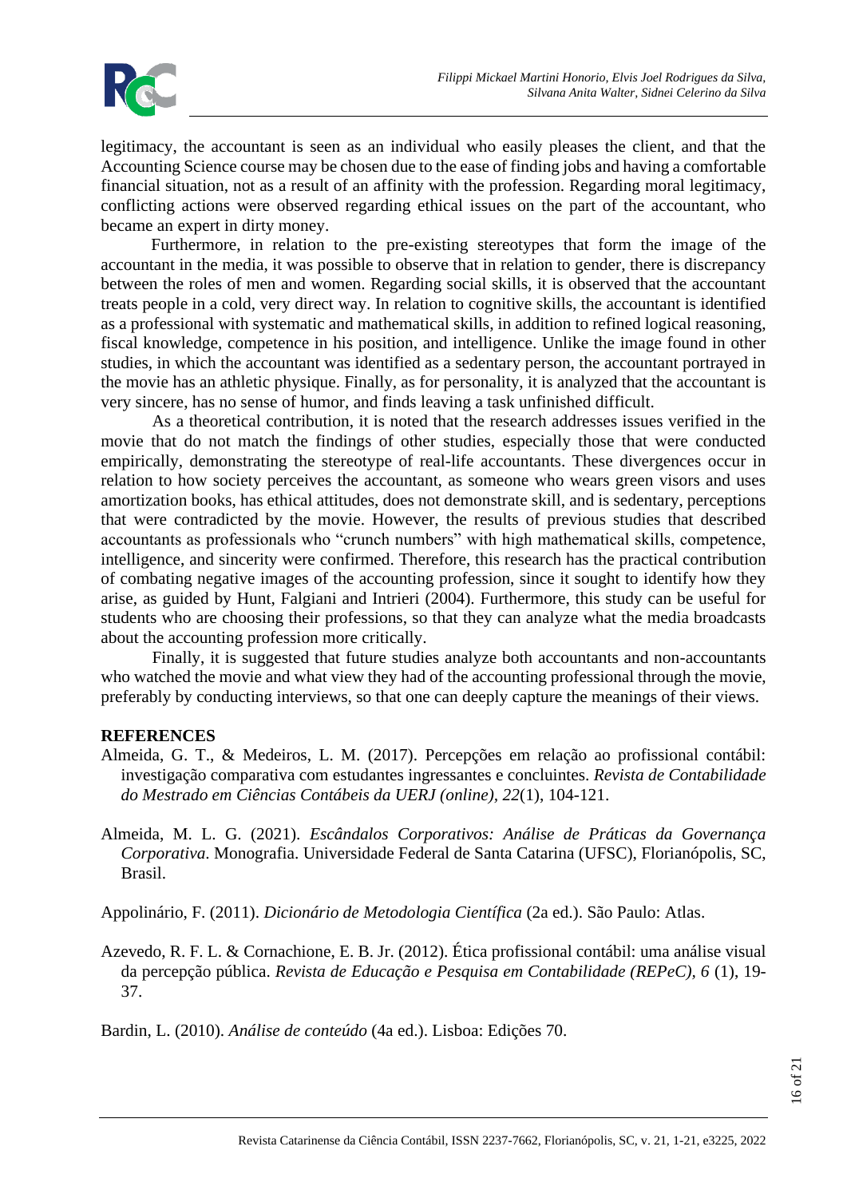legitimacy, the accountant is seen as an individual who easily pleases the client, and that the Accounting Science course may be chosen due to the ease of finding jobs and having a comfortable financial situation, not as a result of an affinity with the profession. Regarding moral legitimacy, conflicting actions were observed regarding ethical issues on the part of the accountant, who became an expert in dirty money.

Furthermore, in relation to the pre-existing stereotypes that form the image of the accountant in the media, it was possible to observe that in relation to gender, there is discrepancy between the roles of men and women. Regarding social skills, it is observed that the accountant treats people in a cold, very direct way. In relation to cognitive skills, the accountant is identified as a professional with systematic and mathematical skills, in addition to refined logical reasoning, fiscal knowledge, competence in his position, and intelligence. Unlike the image found in other studies, in which the accountant was identified as a sedentary person, the accountant portrayed in the movie has an athletic physique. Finally, as for personality, it is analyzed that the accountant is very sincere, has no sense of humor, and finds leaving a task unfinished difficult.

As a theoretical contribution, it is noted that the research addresses issues verified in the movie that do not match the findings of other studies, especially those that were conducted empirically, demonstrating the stereotype of real-life accountants. These divergences occur in relation to how society perceives the accountant, as someone who wears green visors and uses amortization books, has ethical attitudes, does not demonstrate skill, and is sedentary, perceptions that were contradicted by the movie. However, the results of previous studies that described accountants as professionals who "crunch numbers" with high mathematical skills, competence, intelligence, and sincerity were confirmed. Therefore, this research has the practical contribution of combating negative images of the accounting profession, since it sought to identify how they arise, as guided by Hunt, Falgiani and Intrieri (2004). Furthermore, this study can be useful for students who are choosing their professions, so that they can analyze what the media broadcasts about the accounting profession more critically.

Finally, it is suggested that future studies analyze both accountants and non-accountants who watched the movie and what view they had of the accounting professional through the movie, preferably by conducting interviews, so that one can deeply capture the meanings of their views.

## REFERENCES

Almeida, G. T., & Medeiros, L. M. (2017). Percepções em relação ao profissional contábil: investigação comparativa com estudantes ingressantes e concluintes. *Revista de Contabilidade do Mestrado em Ciências Contábeis da UERJ (online)*, *22*(1), 104-121.

Almeida, M. L. G. (2021). *Escândalos Corporativos: Análise de Práticas da Governança Corporativa*. Monografia. Universidade Federal de Santa Catarina (UFSC), Florianópolis, SC, Brasil.

Appolinário, F. (2011). *Dicionário de Metodologia Científica* (2a ed.). São Paulo: Atlas.

Azevedo, R. F. L. & Cornachione, E. B. Jr. (2012). Ética profissional contábil: uma análise visual da percepção pública. *Revista de Educação e Pesquisa em Contabilidade (REPeC)*, *6* (1), 19-37.

Bardin, L. (2010). *Análise de conteúdo* (4a ed.). Lisboa: Edições 70.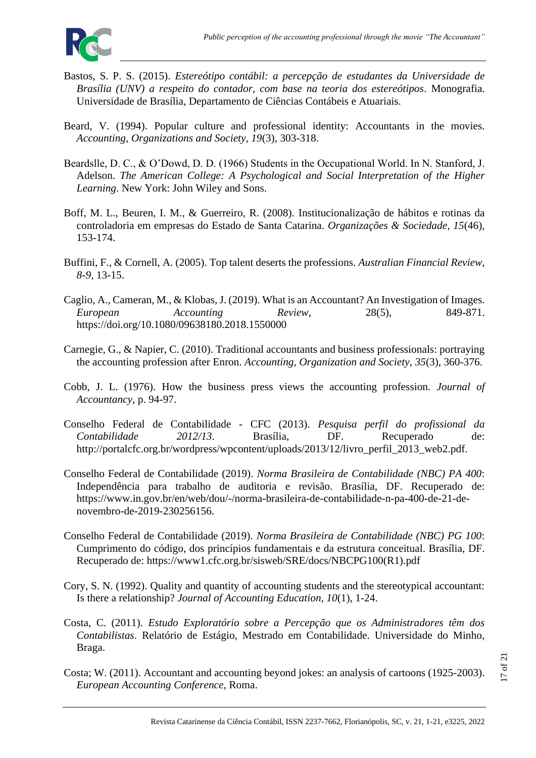Bastos, S. P. S. (2015). *Estereótipo contábil: a percepção de estudantes da Universidade de Brasília (UNV) a respeito do contador, com base na teoria dos estereótipos*. Monografia. Universidade de Brasília, Departamento de Ciências Contábeis e Atuariais.

Beard, V. (1994). Popular culture and professional identity: Accountants in the movies. *Accounting, Organizations and Society, 19*(3), 303-318.

Beardslle, D. C., & O'Dowd, D. D. (1966) Students in the Occupational World. In N. Stanford, J. Adelson. *The American College: A Psychological and Social Interpretation of the Higher Learning*. New York: John Wiley and Sons.

Boff, M. L., Beuren, I. M., & Guerreiro, R. (2008). Institucionalização de hábitos e rotinas da controladoria em empresas do Estado de Santa Catarina. *Organizações & Sociedade, 15*(46), 153-174.

Buffini, F., & Cornell, A. (2005). Top talent deserts the professions. *Australian Financial Review*, *8-9*, 13-15.

Caglio, A., Cameran, M., & Klobas, J. (2019). What is an Accountant? An Investigation of Images. *European Accounting Review*, 28(5), 849-871. https://doi.org/10.1080/09638180.2018.1550000

Carnegie, G., & Napier, C. (2010). Traditional accountants and business professionals: portraying the accounting profession after Enron. *Accounting, Organization and Society*, *35*(3), 360-376.

Cobb, J. L. (1976). How the business press views the accounting profession. *Journal of Accountancy*, p. 94-97.

Conselho Federal de Contabilidade - CFC (2013). *Pesquisa perfil do profissional da Contabilidade 2012/13*. Brasília, DF. Recuperado de: http://portalcfc.org.br/wordpress/wpcontent/uploads/2013/12/livro_perfil_2013_web2.pdf.

Conselho Federal de Contabilidade (2019). *Norma Brasileira de Contabilidade (NBC) PA 400*: Independência para trabalho de auditoria e revisão. Brasília, DF. Recuperado de: https://www.in.gov.br/en/web/dou/-/norma-brasileira-de-contabilidade-n-pa-400-de-21-de-novembro-de-2019-230256156.

Conselho Federal de Contabilidade (2019). *Norma Brasileira de Contabilidade (NBC) PG 100*: Cumprimento do código, dos princípios fundamentais e da estrutura conceitual. Brasília, DF. Recuperado de: https://www1.cfc.org.br/sisweb/SRE/docs/NBCPG100(R1).pdf

Cory, S. N. (1992). Quality and quantity of accounting students and the stereotypical accountant: Is there a relationship? *Journal of Accounting Education, 10*(1), 1-24.

Costa, C. (2011). *Estudo Exploratório sobre a Percepção que os Administradores têm dos Contabilistas*. Relatório de Estágio, Mestrado em Contabilidade. Universidade do Minho, Braga.

Costa; W. (2011). Accountant and accounting beyond jokes: an analysis of cartoons (1925-2003). *European Accounting Conference*, Roma.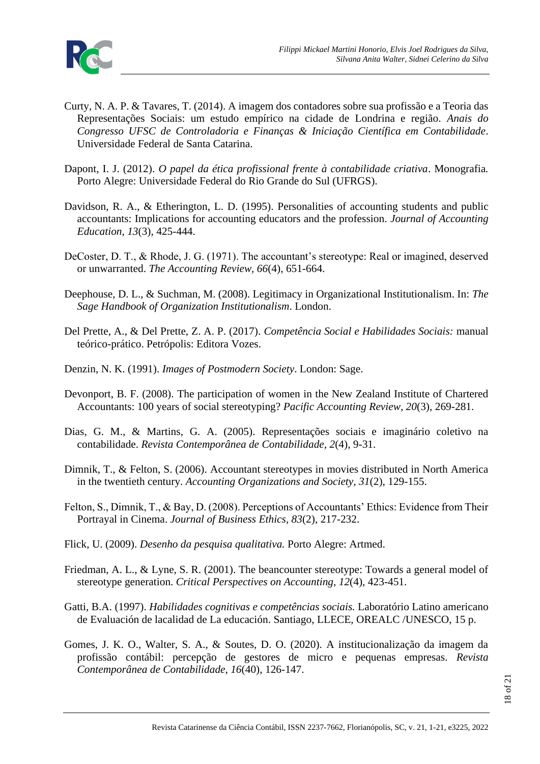Curty, N. A. P. & Tavares, T. (2014). A imagem dos contadores sobre sua profissão e a Teoria das Representações Sociais: um estudo empírico na cidade de Londrina e região. *Anais do Congresso UFSC de Controladoria e Finanças & Iniciação Científica em Contabilidade*. Universidade Federal de Santa Catarina.

Dapont, I. J. (2012). *O papel da ética profissional frente à contabilidade criativa*. Monografia. Porto Alegre: Universidade Federal do Rio Grande do Sul (UFRGS).

Davidson, R. A., & Etherington, L. D. (1995). Personalities of accounting students and public accountants: Implications for accounting educators and the profession. *Journal of Accounting Education*, *13*(3), 425-444.

DeCoster, D. T., & Rhode, J. G. (1971). The accountant's stereotype: Real or imagined, deserved or unwarranted. *The Accounting Review, 66*(4), 651-664.

Deephouse, D. L., & Suchman, M. (2008). Legitimacy in Organizational Institutionalism. In: *The Sage Handbook of Organization Institutionalism*. London.

Del Prette, A., & Del Prette, Z. A. P. (2017). *Competência Social e Habilidades Sociais:* manual teórico-prático. Petrópolis: Editora Vozes.

Denzin, N. K. (1991). *Images of Postmodern Society*. London: Sage.

Devonport, B. F. (2008). The participation of women in the New Zealand Institute of Chartered Accountants: 100 years of social stereotyping? *Pacific Accounting Review, 20*(3), 269-281.

Dias, G. M., & Martins, G. A. (2005). Representações sociais e imaginário coletivo na contabilidade. *Revista Contemporânea de Contabilidade, 2*(4), 9-31.

Dimnik, T., & Felton, S. (2006). Accountant stereotypes in movies distributed in North America in the twentieth century. *Accounting Organizations and Society, 31*(2), 129-155.

Felton, S., Dimnik, T., & Bay, D. (2008). Perceptions of Accountants' Ethics: Evidence from Their Portrayal in Cinema. *Journal of Business Ethics, 83*(2), 217-232.

Flick, U. (2009). *Desenho da pesquisa qualitativa.* Porto Alegre: Artmed.

Friedman, A. L., & Lyne, S. R. (2001). The beancounter stereotype: Towards a general model of stereotype generation. *Critical Perspectives on Accounting, 12*(4), 423-451.

Gatti, B.A. (1997). *Habilidades cognitivas e competências sociais.* Laboratório Latino americano de Evaluación de lacalidad de La educación. Santiago, LLECE, OREALC /UNESCO, 15 p.

Gomes, J. K. O., Walter, S. A., & Soutes, D. O. (2020). A institucionalização da imagem da profissão contábil: percepção de gestores de micro e pequenas empresas. *Revista Contemporânea de Contabilidade, 16*(40), 126-147.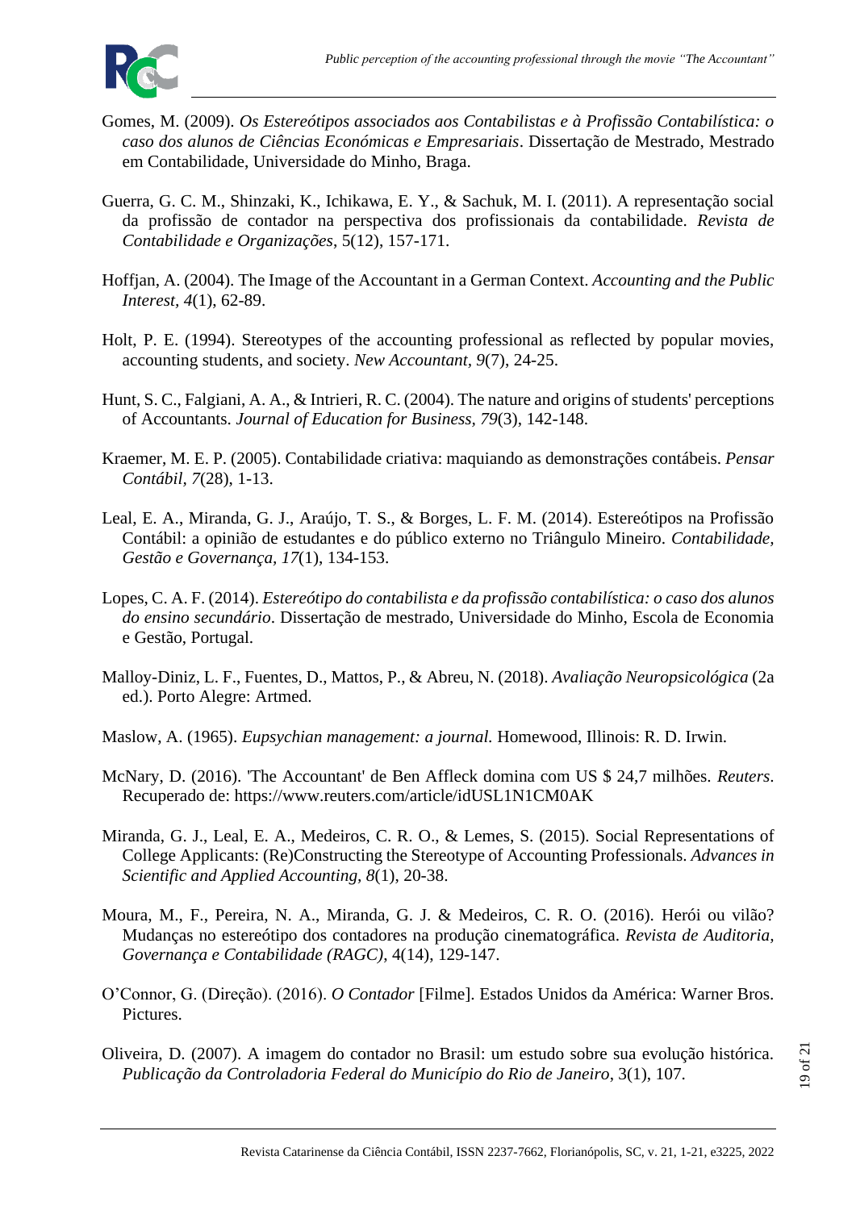Gomes, M. (2009). *Os Estereótipos associados aos Contabilistas e à Profissão Contabilística: o caso dos alunos de Ciências Económicas e Empresariais*. Dissertação de Mestrado, Mestrado em Contabilidade, Universidade do Minho, Braga.

Guerra, G. C. M., Shinzaki, K., Ichikawa, E. Y., & Sachuk, M. I. (2011). A representação social da profissão de contador na perspectiva dos profissionais da contabilidade. *Revista de Contabilidade e Organizações*, 5(12), 157-171.

Hoffjan, A. (2004). The Image of the Accountant in a German Context. *Accounting and the Public Interest, 4*(1), 62-89.

Holt, P. E. (1994). Stereotypes of the accounting professional as reflected by popular movies, accounting students, and society. *New Accountant, 9*(7), 24-25.

Hunt, S. C., Falgiani, A. A., & Intrieri, R. C. (2004). The nature and origins of students' perceptions of Accountants. *Journal of Education for Business, 79*(3), 142-148.

Kraemer, M. E. P. (2005). Contabilidade criativa: maquiando as demonstrações contábeis. *Pensar Contábil, 7*(28), 1-13.

Leal, E. A., Miranda, G. J., Araújo, T. S., & Borges, L. F. M. (2014). Estereótipos na Profissão Contábil: a opinião de estudantes e do público externo no Triângulo Mineiro. *Contabilidade, Gestão e Governança, 17*(1), 134-153.

Lopes, C. A. F. (2014). *Estereótipo do contabilista e da profissão contabilística: o caso dos alunos do ensino secundário*. Dissertação de mestrado, Universidade do Minho, Escola de Economia e Gestão, Portugal.

Malloy-Diniz, L. F., Fuentes, D., Mattos, P., & Abreu, N. (2018). *Avaliação Neuropsicológica* (2a ed.). Porto Alegre: Artmed.

Maslow, A. (1965). *Eupsychian management: a journal.* Homewood, Illinois: R. D. Irwin.

McNary, D. (2016). 'The Accountant' de Ben Affleck domina com US $ 24,7 milhões. *Reuters*. Recuperado de: https://www.reuters.com/article/idUSL1N1CM0AK

Miranda, G. J., Leal, E. A., Medeiros, C. R. O., & Lemes, S. (2015). Social Representations of College Applicants: (Re)Constructing the Stereotype of Accounting Professionals. *Advances in Scientific and Applied Accounting, 8*(1), 20-38.

Moura, M., F., Pereira, N. A., Miranda, G. J. & Medeiros, C. R. O. (2016). Herói ou vilão? Mudanças no estereótipo dos contadores na produção cinematográfica. *Revista de Auditoria, Governança e Contabilidade (RAGC)*, 4(14), 129-147.

O'Connor, G. (Direção). (2016). *O Contador* [Filme]. Estados Unidos da América: Warner Bros. Pictures.

Oliveira, D. (2007). A imagem do contador no Brasil: um estudo sobre sua evolução histórica. *Publicação da Controladoria Federal do Município do Rio de Janeiro*, 3(1), 107.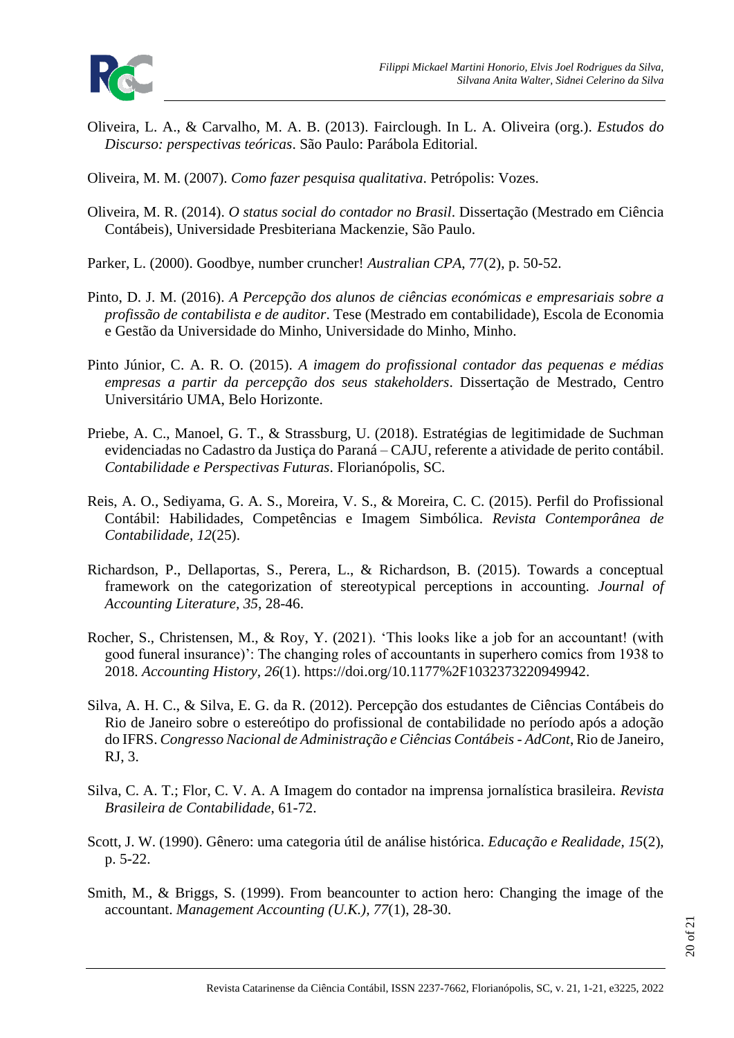Oliveira, L. A., & Carvalho, M. A. B. (2013). Fairclough. In L. A. Oliveira (org.). *Estudos do Discurso: perspectivas teóricas*. São Paulo: Parábola Editorial.

Oliveira, M. M. (2007). *Como fazer pesquisa qualitativa*. Petrópolis: Vozes.

Oliveira, M. R. (2014). *O status social do contador no Brasil*. Dissertação (Mestrado em Ciência Contábeis), Universidade Presbiteriana Mackenzie, São Paulo.

Parker, L. (2000). Goodbye, number cruncher! *Australian CPA*, 77(2), p. 50-52.

Pinto, D. J. M. (2016). *A Percepção dos alunos de ciências económicas e empresariais sobre a profissão de contabilista e de auditor*. Tese (Mestrado em contabilidade), Escola de Economia e Gestão da Universidade do Minho, Universidade do Minho, Minho.

Pinto Júnior, C. A. R. O. (2015). *A imagem do profissional contador das pequenas e médias empresas a partir da percepção dos seus stakeholders*. Dissertação de Mestrado, Centro Universitário UMA, Belo Horizonte.

Priebe, A. C., Manoel, G. T., & Strassburg, U. (2018). Estratégias de legitimidade de Suchman evidenciadas no Cadastro da Justiça do Paraná – CAJU, referente a atividade de perito contábil. *Contabilidade e Perspectivas Futuras*. Florianópolis, SC.

Reis, A. O., Sediyama, G. A. S., Moreira, V. S., & Moreira, C. C. (2015). Perfil do Profissional Contábil: Habilidades, Competências e Imagem Simbólica. *Revista Contemporânea de Contabilidade*, *12*(25).

Richardson, P., Dellaportas, S., Perera, L., & Richardson, B. (2015). Towards a conceptual framework on the categorization of stereotypical perceptions in accounting. *Journal of Accounting Literature*, *35*, 28-46.

Rocher, S., Christensen, M., & Roy, Y. (2021). 'This looks like a job for an accountant! (with good funeral insurance)': The changing roles of accountants in superhero comics from 1938 to 2018. *Accounting History*, *26*(1). https://doi.org/10.1177%2F1032373220949942.

Silva, A. H. C., & Silva, E. G. da R. (2012). Percepção dos estudantes de Ciências Contábeis do Rio de Janeiro sobre o estereótipo do profissional de contabilidade no período após a adoção do IFRS. *Congresso Nacional de Administração e Ciências Contábeis - AdCont*, Rio de Janeiro, RJ, 3.

Silva, C. A. T.; Flor, C. V. A. A Imagem do contador na imprensa jornalística brasileira. *Revista Brasileira de Contabilidade*, 61-72.

Scott, J. W. (1990). Gênero: uma categoria útil de análise histórica. *Educação e Realidade*, *15*(2), p. 5-22.

Smith, M., & Briggs, S. (1999). From beancounter to action hero: Changing the image of the accountant. *Management Accounting (U.K.)*, *77*(1), 28-30.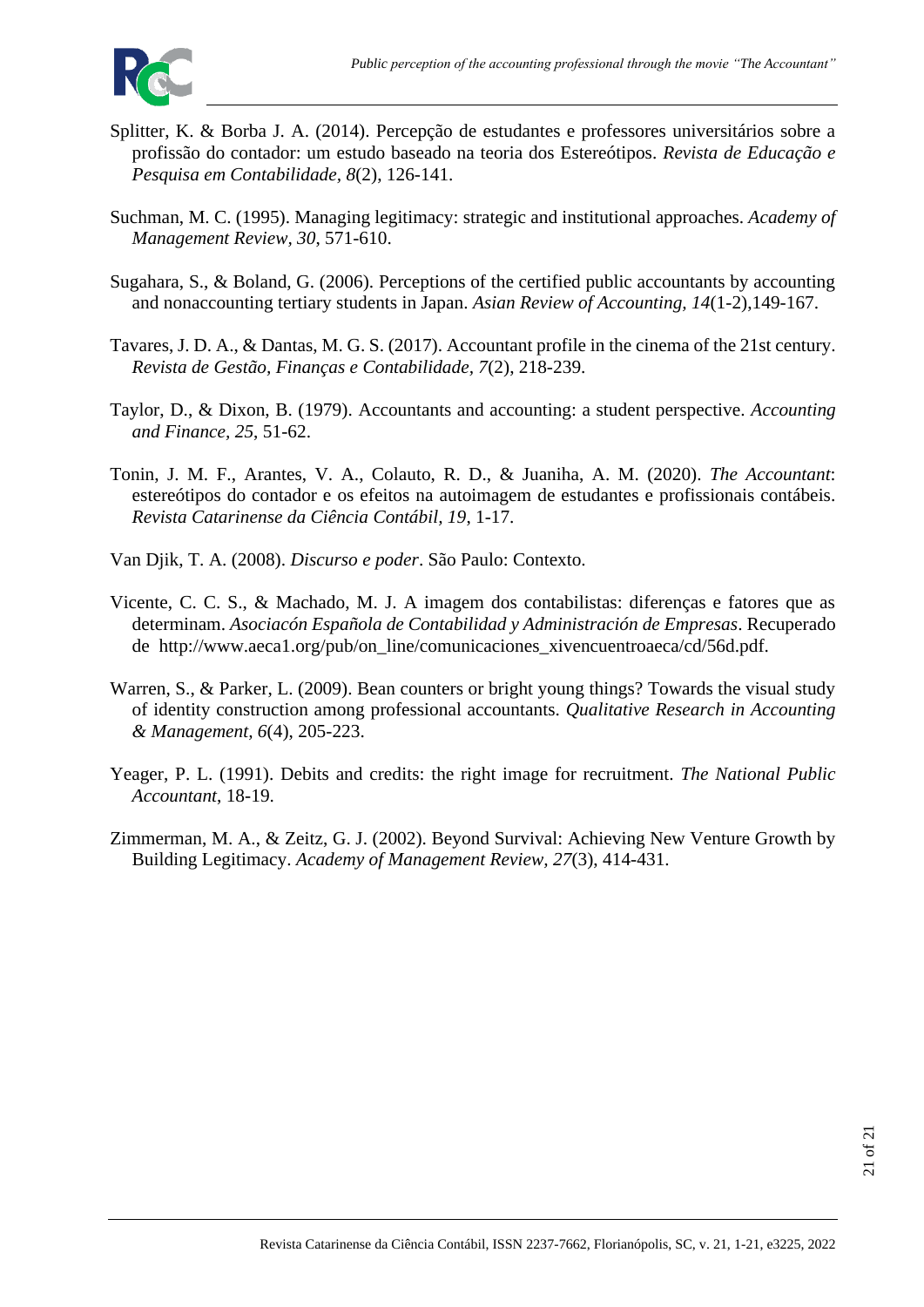Splitter, K. & Borba J. A. (2014). Percepção de estudantes e professores universitários sobre a profissão do contador: um estudo baseado na teoria dos Estereótipos. *Revista de Educação e Pesquisa em Contabilidade, 8*(2), 126-141.

Suchman, M. C. (1995). Managing legitimacy: strategic and institutional approaches. *Academy of Management Review, 30*, 571-610.

Sugahara, S., & Boland, G. (2006). Perceptions of the certified public accountants by accounting and nonaccounting tertiary students in Japan. *Asian Review of Accounting, 14*(1-2),149-167.

Tavares, J. D. A., & Dantas, M. G. S. (2017). Accountant profile in the cinema of the 21st century. *Revista de Gestão, Finanças e Contabilidade, 7*(2), 218-239.

Taylor, D., & Dixon, B. (1979). Accountants and accounting: a student perspective. *Accounting and Finance, 25*, 51-62.

Tonin, J. M. F., Arantes, V. A., Colauto, R. D., & Juaniha, A. M. (2020). *The Accountant*: estereótipos do contador e os efeitos na autoimagem de estudantes e profissionais contábeis. *Revista Catarinense da Ciência Contábil, 19*, 1-17.

Van Djik, T. A. (2008). *Discurso e poder*. São Paulo: Contexto.

Vicente, C. C. S., & Machado, M. J. A imagem dos contabilistas: diferenças e fatores que as determinam. *Asociacón Española de Contabilidad y Administración de Empresas*. Recuperado de http://www.aeca1.org/pub/on_line/comunicaciones_xivencuentroaeca/cd/56d.pdf.

Warren, S., & Parker, L. (2009). Bean counters or bright young things? Towards the visual study of identity construction among professional accountants. *Qualitative Research in Accounting & Management, 6*(4), 205-223.

Yeager, P. L. (1991). Debits and credits: the right image for recruitment. *The National Public Accountant*, 18-19.

Zimmerman, M. A., & Zeitz, G. J. (2002). Beyond Survival: Achieving New Venture Growth by Building Legitimacy. *Academy of Management Review, 27*(3), 414-431.